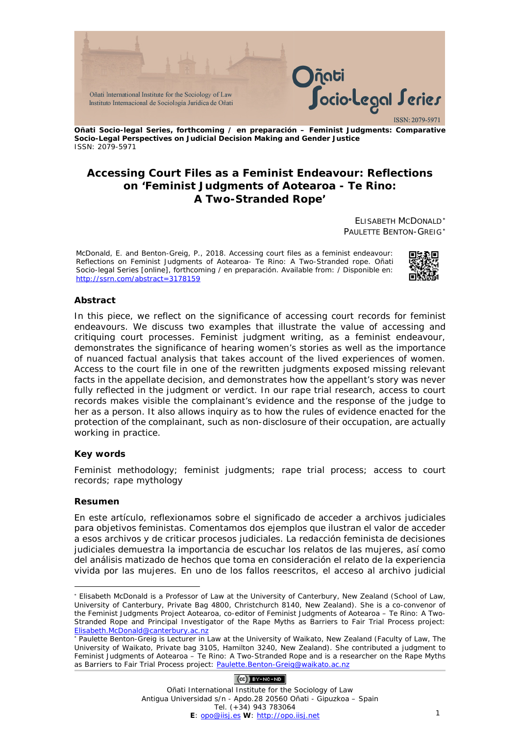**Oñati Socio-legal Series, forthcoming / en preparación – Feminist Judgments: Comparative Socio-Legal Perspectives on Judicial Decision Making and Gender Justice**
ISSN: 2079-5971

# Accessing Court Files as a Feminist Endeavour: Reflections on 'Feminist Judgments of Aotearoa - Te Rino: A Two-Stranded Rope'

ELISABETH MCDONALD[*]
PAULETTE BENTON-GREIG[*]

McDonald, E. and Benton-Greig, P., 2018. Accessing court files as a feminist endeavour: Reflections on Feminist Judgments of Aotearoa- Te Rino: A Two-Stranded rope. Oñati Socio-legal Series [online], forthcoming / en preparación. Available from: / Disponible en: http://ssrn.com/abstract=3178159

## Abstract

In this piece, we reflect on the significance of accessing court records for feminist endeavours. We discuss two examples that illustrate the value of accessing and critiquing court processes. Feminist judgment writing, as a feminist endeavour, demonstrates the significance of hearing women's stories as well as the importance of nuanced factual analysis that takes account of the lived experiences of women. Access to the court file in one of the rewritten judgments exposed missing relevant facts in the appellate decision, and demonstrates how the appellant's story was never fully reflected in the judgment or verdict. In our rape trial research, access to court records makes visible the complainant's evidence and the response of the judge to her as a person. It also allows inquiry as to how the rules of evidence enacted for the protection of the complainant, such as non-disclosure of their occupation, are actually working in practice.

## Key words

Feminist methodology; feminist judgments; rape trial process; access to court records; rape mythology

## Resumen

En este artículo, reflexionamos sobre el significado de acceder a archivos judiciales para objetivos feministas. Comentamos dos ejemplos que ilustran el valor de acceder a esos archivos y de criticar procesos judiciales. La redacción feminista de decisiones judiciales demuestra la importancia de escuchar los relatos de las mujeres, así como del análisis matizado de hechos que toma en consideración el relato de la experiencia vivida por las mujeres. En uno de los fallos reescritos, el acceso al archivo judicial

---

[*] Elisabeth McDonald is a Professor of Law at the University of Canterbury, New Zealand (School of Law, University of Canterbury, Private Bag 4800, Christchurch 8140, New Zealand). She is a co-convenor of the Feminist Judgments Project Aotearoa, co-editor of Feminist Judgments of Aotearoa – Te Rino: A Two-Stranded Rope and Principal Investigator of the Rape Myths as Barriers to Fair Trial Process project: Elisabeth.McDonald@canterbury.ac.nz

[*] Paulette Benton-Greig is Lecturer in Law at the University of Waikato, New Zealand (Faculty of Law, The University of Waikato, Private bag 3105, Hamilton 3240, New Zealand). She contributed a judgment to Feminist Judgments of Aotearoa – Te Rino: A Two-Stranded Rope and is a researcher on the Rape Myths as Barriers to Fair Trial Process project: Paulette.Benton-Greig@waikato.ac.nz

Oñati International Institute for the Sociology of Law
Antigua Universidad s/n - Apdo.28 20560 Oñati - Gipuzkoa – Spain
Tel. (+34) 943 783064
**E**: opo@iisj.es **W**: http://opo.iisj.net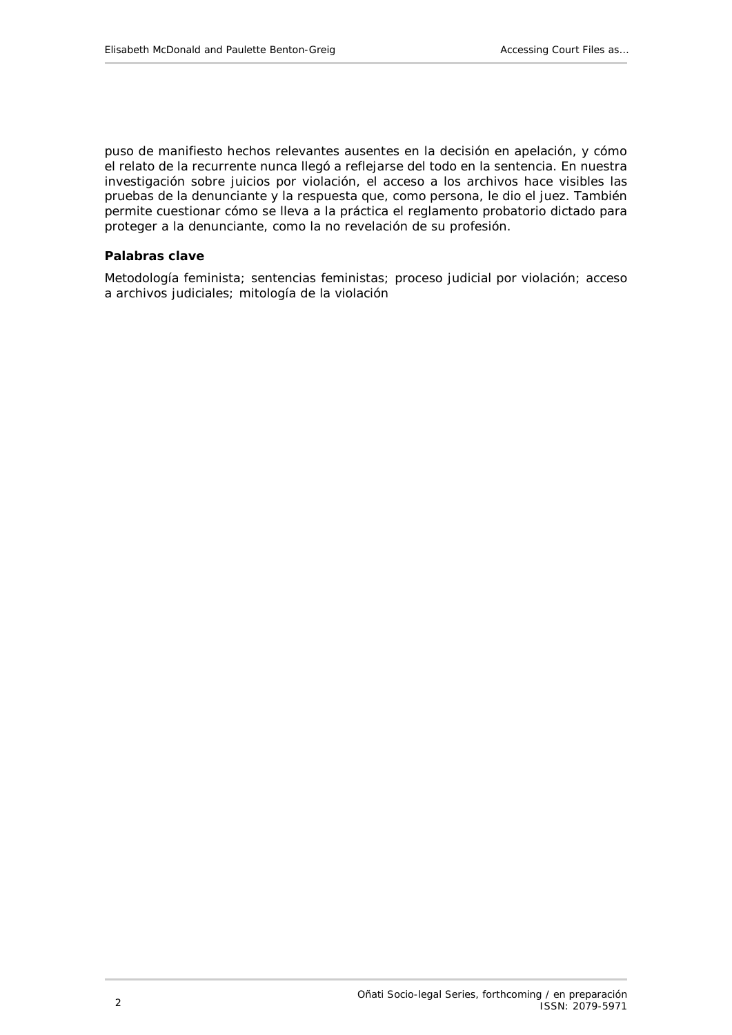puso de manifiesto hechos relevantes ausentes en la decisión en apelación, y cómo el relato de la recurrente nunca llegó a reflejarse del todo en la sentencia. En nuestra investigación sobre juicios por violación, el acceso a los archivos hace visibles las pruebas de la denunciante y la respuesta que, como persona, le dio el juez. También permite cuestionar cómo se lleva a la práctica el reglamento probatorio dictado para proteger a la denunciante, como la no revelación de su profesión.

#### Palabras clave

Metodología feminista; sentencias feministas; proceso judicial por violación; acceso a archivos judiciales; mitología de la violación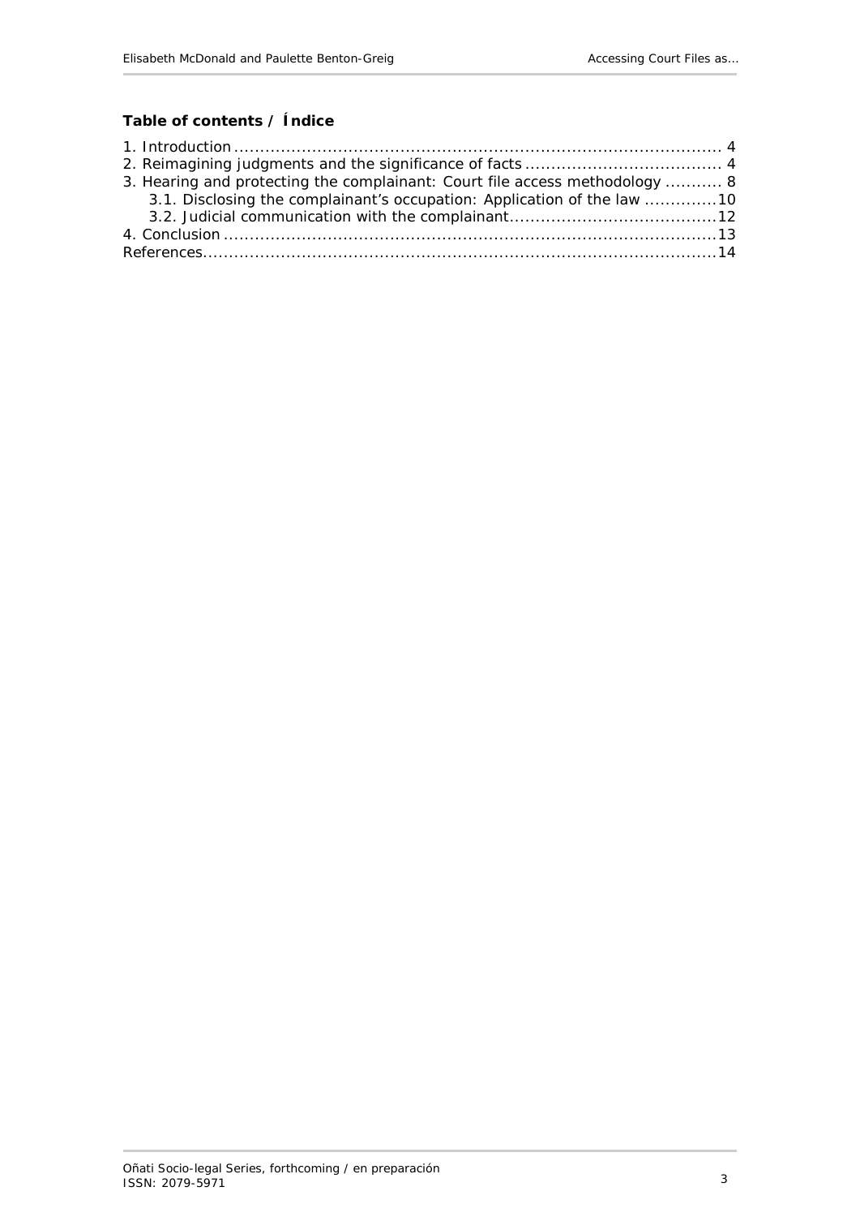**Table of contents / Índice**

1. Introduction .......... 4
2. Reimagining judgments and the significance of facts .......... 4
3. Hearing and protecting the complainant: Court file access methodology .......... 8
    3.1. Disclosing the complainant's occupation: Application of the law .......... 10
    3.2. Judicial communication with the complainant .......... 12
4. Conclusion .......... 13

References .......... 14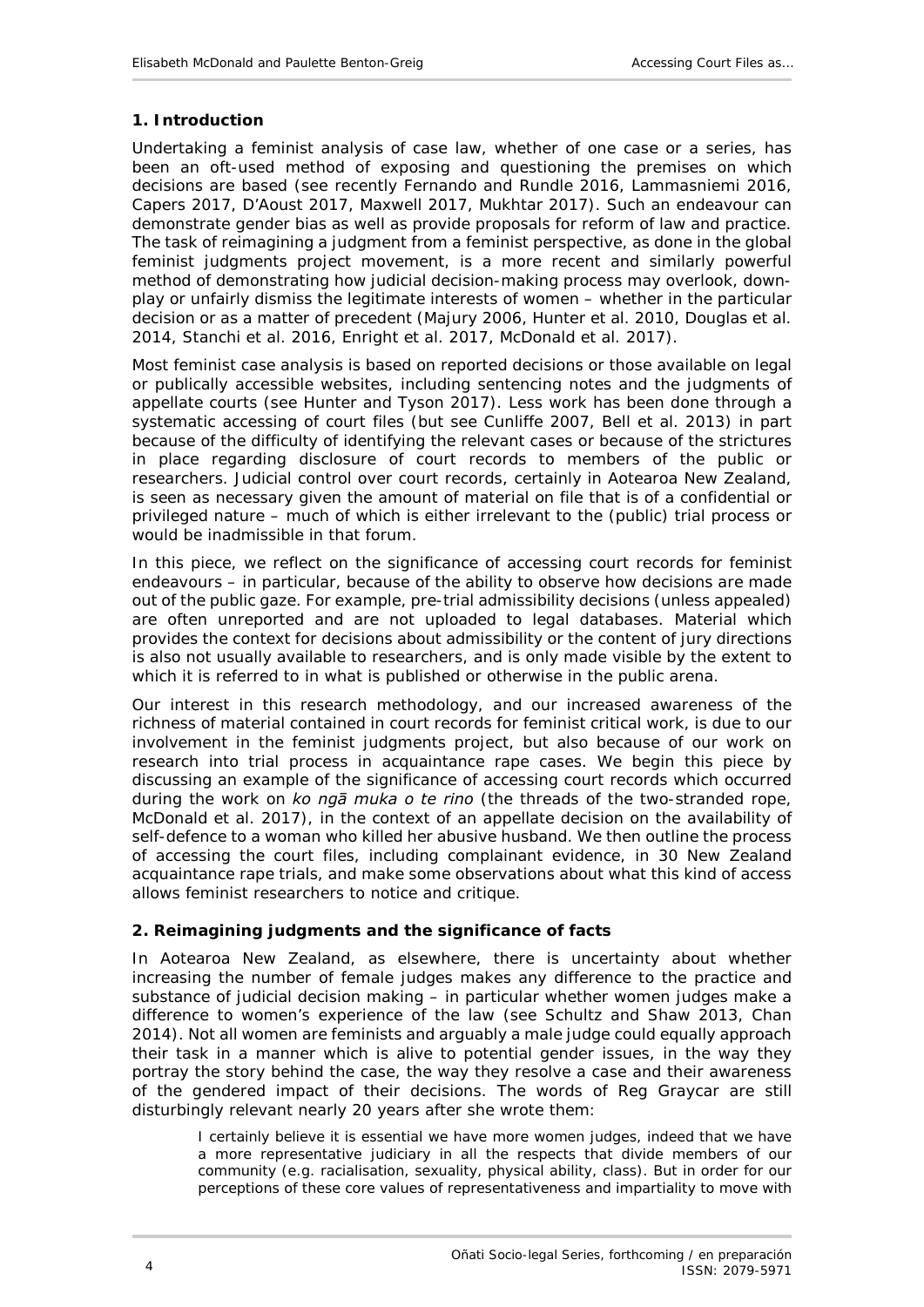## 1. Introduction

Undertaking a feminist analysis of case law, whether of one case or a series, has been an oft-used method of exposing and questioning the premises on which decisions are based (see recently Fernando and Rundle 2016, Lammasniemi 2016, Capers 2017, D'Aoust 2017, Maxwell 2017, Mukhtar 2017). Such an endeavour can demonstrate gender bias as well as provide proposals for reform of law and practice. The task of reimagining a judgment from a feminist perspective, as done in the global feminist judgments project movement, is a more recent and similarly powerful method of demonstrating how judicial decision-making process may overlook, down-play or unfairly dismiss the legitimate interests of women – whether in the particular decision or as a matter of precedent (Majury 2006, Hunter et al. 2010, Douglas et al. 2014, Stanchi et al. 2016, Enright et al. 2017, McDonald et al. 2017).

Most feminist case analysis is based on reported decisions or those available on legal or publically accessible websites, including sentencing notes and the judgments of appellate courts (see Hunter and Tyson 2017). Less work has been done through a systematic accessing of court files (but see Cunliffe 2007, Bell et al. 2013) in part because of the difficulty of identifying the relevant cases or because of the strictures in place regarding disclosure of court records to members of the public or researchers. Judicial control over court records, certainly in Aotearoa New Zealand, is seen as necessary given the amount of material on file that is of a confidential or privileged nature – much of which is either irrelevant to the (public) trial process or would be inadmissible in that forum.

In this piece, we reflect on the significance of accessing court records for feminist endeavours – in particular, because of the ability to observe how decisions are made out of the public gaze. For example, pre-trial admissibility decisions (unless appealed) are often unreported and are not uploaded to legal databases. Material which provides the context for decisions about admissibility or the content of jury directions is also not usually available to researchers, and is only made visible by the extent to which it is referred to in what is published or otherwise in the public arena.

Our interest in this research methodology, and our increased awareness of the richness of material contained in court records for feminist critical work, is due to our involvement in the feminist judgments project, but also because of our work on research into trial process in acquaintance rape cases. We begin this piece by discussing an example of the significance of accessing court records which occurred during the work on *ko ngā muka o te rino* (the threads of the two-stranded rope, McDonald et al. 2017), in the context of an appellate decision on the availability of self-defence to a woman who killed her abusive husband. We then outline the process of accessing the court files, including complainant evidence, in 30 New Zealand acquaintance rape trials, and make some observations about what this kind of access allows feminist researchers to notice and critique.

## 2. Reimagining judgments and the significance of facts

In Aotearoa New Zealand, as elsewhere, there is uncertainty about whether increasing the number of female judges makes any difference to the practice and substance of judicial decision making – in particular whether women judges make a difference to women's experience of the law (see Schultz and Shaw 2013, Chan 2014). Not all women are feminists and arguably a male judge could equally approach their task in a manner which is alive to potential gender issues, in the way they portray the story behind the case, the way they resolve a case and their awareness of the gendered impact of their decisions. The words of Reg Graycar are still disturbingly relevant nearly 20 years after she wrote them:

> I certainly believe it is essential we have more women judges, indeed that we have a more representative judiciary in all the respects that divide members of our community (e.g. racialisation, sexuality, physical ability, class). But in order for our perceptions of these core values of representativeness and impartiality to move with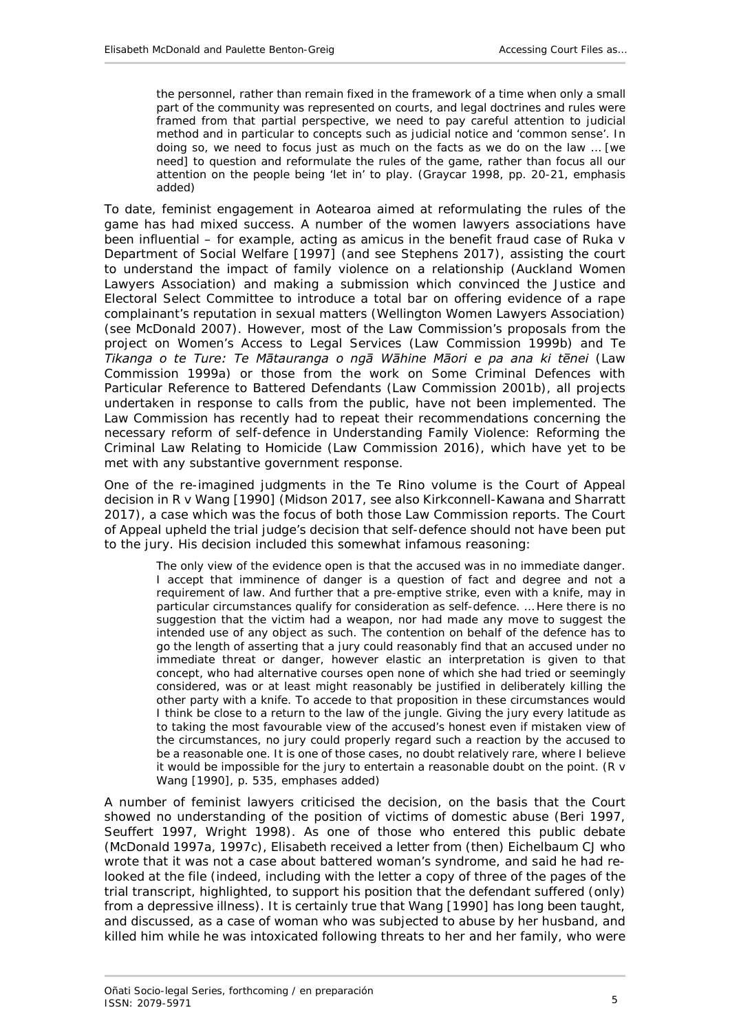> the personnel, rather than remain fixed in the framework of a time when only a small part of the community was represented on courts, and legal doctrines and rules were framed from that partial perspective, we need to pay careful attention to judicial method and in particular to concepts such as judicial notice and 'common sense'. In doing so, *we need to focus just as much on the facts as we do on the law* … [we need] to question and reformulate the rules of the game, rather than focus all our attention on the people being 'let in' to play. (Graycar 1998, pp. 20-21, emphasis added)

To date, feminist engagement in Aotearoa aimed at reformulating the rules of the game has had mixed success. A number of the women lawyers associations have been influential – for example, acting as amicus in the benefit fraud case of Ruka v Department of Social Welfare [1997] (and see Stephens 2017), assisting the court to understand the impact of family violence on a relationship (Auckland Women Lawyers Association) and making a submission which convinced the Justice and Electoral Select Committee to introduce a total bar on offering evidence of a rape complainant's reputation in sexual matters (Wellington Women Lawyers Association) (see McDonald 2007). However, most of the Law Commission's proposals from the project on Women's Access to Legal Services (Law Commission 1999b) and *Te Tikanga o te Ture: Te Mātauranga o ngā Wāhine Māori e pa ana ki tēnei* (Law Commission 1999a) or those from the work on Some Criminal Defences with Particular Reference to Battered Defendants (Law Commission 2001b), all projects undertaken in response to calls from the public, have not been implemented. The Law Commission has recently had to repeat their recommendations concerning the necessary reform of self-defence in Understanding Family Violence: Reforming the Criminal Law Relating to Homicide (Law Commission 2016), which have yet to be met with any substantive government response.

One of the re-imagined judgments in the Te Rino volume is the Court of Appeal decision in R v Wang [1990] (Midson 2017, see also Kirkconnell-Kawana and Sharratt 2017), a case which was the focus of both those Law Commission reports. The Court of Appeal upheld the trial judge's decision that self-defence should not have been put to the jury. His decision included this somewhat infamous reasoning:

> The only view of the evidence open is that the accused was in no immediate danger. I accept that imminence of danger is a question of fact and degree and not a requirement of law. And further that a pre-emptive strike, even with a knife, may in particular circumstances qualify for consideration as self-defence. … *Here there is no suggestion that the victim had a weapon, nor had made any move to suggest the intended use of any object as such*. The contention on behalf of the defence has to go the length of asserting that a jury could reasonably find that an accused under no immediate threat or danger, however elastic an interpretation is given to that concept, who had alternative courses open none of which she had tried or seemingly considered, was or at least might reasonably be justified in deliberately killing the other party with a knife. *To accede to that proposition in these circumstances would I think be close to a return to the law of the jungle*. Giving the jury every latitude as to taking the most favourable view of the accused's honest even if mistaken view of the circumstances, no jury could properly regard such a reaction by the accused to be a reasonable one. It is one of those cases, no doubt relatively rare, where I believe it would be impossible for the jury to entertain a reasonable doubt on the point. (R v Wang [1990], p. 535, emphases added)

A number of feminist lawyers criticised the decision, on the basis that the Court showed no understanding of the position of victims of domestic abuse (Beri 1997, Seuffert 1997, Wright 1998). As one of those who entered this public debate (McDonald 1997a, 1997c), Elisabeth received a letter from (then) Eichelbaum CJ who wrote that it was not a case about battered woman's syndrome, and said he had re-looked at the file (indeed, including with the letter a copy of three of the pages of the trial transcript, highlighted, to support his position that the defendant suffered (only) from a depressive illness). It is certainly true that Wang [1990] has long been taught, and discussed, as a case of woman who was subjected to abuse by her husband, and killed him while he was intoxicated following threats to her and her family, who were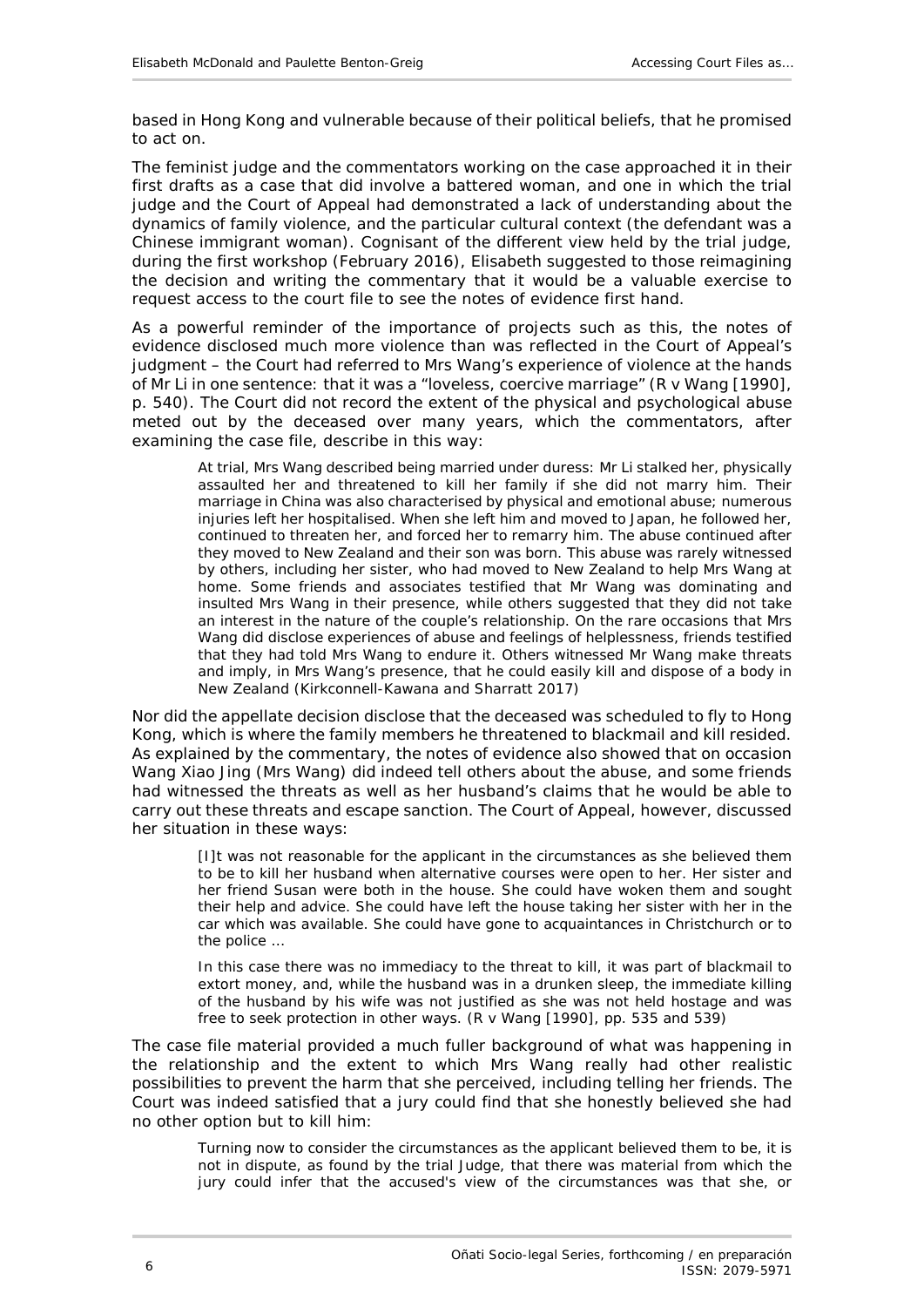based in Hong Kong and vulnerable because of their political beliefs, that he promised to act on.

The feminist judge and the commentators working on the case approached it in their first drafts as a case that did involve a battered woman, and one in which the trial judge and the Court of Appeal had demonstrated a lack of understanding about the dynamics of family violence, and the particular cultural context (the defendant was a Chinese immigrant woman). Cognisant of the different view held by the trial judge, during the first workshop (February 2016), Elisabeth suggested to those reimagining the decision and writing the commentary that it would be a valuable exercise to request access to the court file to see the notes of evidence first hand.

As a powerful reminder of the importance of projects such as this, the notes of evidence disclosed much more violence than was reflected in the Court of Appeal's judgment – the Court had referred to Mrs Wang's experience of violence at the hands of Mr Li in one sentence: that it was a "loveless, coercive marriage" (*R v Wang* [1990], p. 540). The Court did not record the extent of the physical and psychological abuse meted out by the deceased over many years, which the commentators, after examining the case file, describe in this way:

> At trial, Mrs Wang described being married under duress: Mr Li stalked her, physically assaulted her and threatened to kill her family if she did not marry him. Their marriage in China was also characterised by physical and emotional abuse; numerous injuries left her hospitalised. When she left him and moved to Japan, he followed her, continued to threaten her, and forced her to remarry him. The abuse continued after they moved to New Zealand and their son was born. This abuse was rarely witnessed by others, including her sister, who had moved to New Zealand to help Mrs Wang at home. Some friends and associates testified that Mr Wang was dominating and insulted Mrs Wang in their presence, while others suggested that they did not take an interest in the nature of the couple's relationship. On the rare occasions that Mrs Wang did disclose experiences of abuse and feelings of helplessness, friends testified that they had told Mrs Wang to endure it. Others witnessed Mr Wang make threats and imply, in Mrs Wang's presence, that he could easily kill and dispose of a body in New Zealand (Kirkconnell-Kawana and Sharratt 2017)

Nor did the appellate decision disclose that the deceased was scheduled to fly to Hong Kong, which is where the family members he threatened to blackmail and kill resided. As explained by the commentary, the notes of evidence also showed that on occasion Wang Xiao Jing (Mrs Wang) did indeed tell others about the abuse, and some friends had witnessed the threats as well as her husband's claims that he would be able to carry out these threats and escape sanction. The Court of Appeal, however, discussed her situation in these ways:

> [I]t was not reasonable for the applicant in the circumstances as she believed them to be to kill her husband when alternative courses were open to her. Her sister and her friend Susan were both in the house. She could have woken them and sought their help and advice. She could have left the house taking her sister with her in the car which was available. She could have gone to acquaintances in Christchurch or to the police …
>
> In this case there was no immediacy to the threat to kill, it was part of blackmail to extort money, and, while the husband was in a drunken sleep, the immediate killing of the husband by his wife was not justified as she was not held hostage and was free to seek protection in other ways. (*R v Wang* [1990], pp. 535 and 539)

The case file material provided a much fuller background of what was happening in the relationship and the extent to which Mrs Wang really had other realistic possibilities to prevent the harm that she perceived, including telling her friends. The Court was indeed satisfied that a jury could find that she honestly believed she had no other option but to kill him:

> Turning now to consider the circumstances as the applicant believed them to be, it is not in dispute, as found by the trial Judge, that there was material from which the jury could infer that the accused's view of the circumstances was that she, or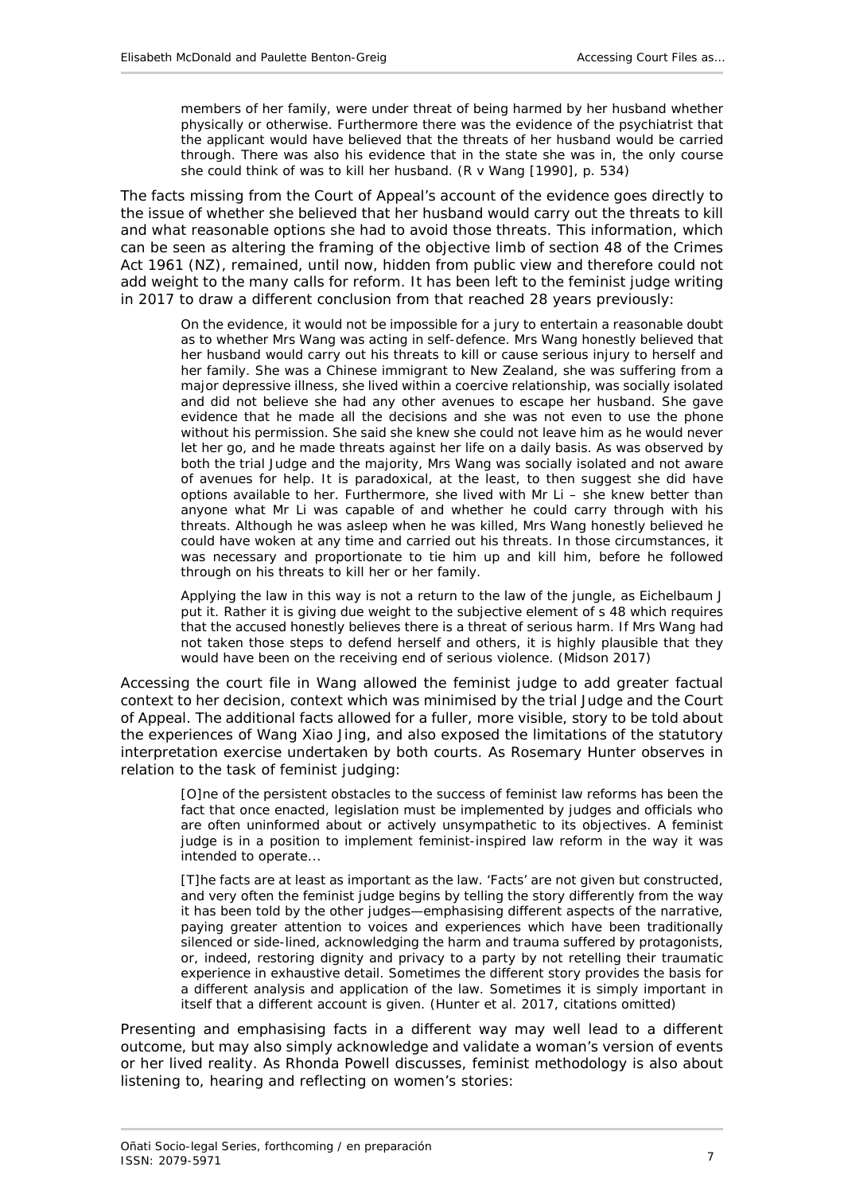> members of her family, were under threat of being harmed by her husband whether physically or otherwise. Furthermore there was the evidence of the psychiatrist that the applicant would have believed that the threats of her husband would be carried through. There was also his evidence that in the state she was in, the only course she could think of was to kill her husband. (R v Wang [1990], p. 534)

The facts missing from the Court of Appeal's account of the evidence goes directly to the issue of whether she believed that her husband would carry out the threats to kill and what reasonable options she had to avoid those threats. This information, which can be seen as altering the framing of the objective limb of section 48 of the Crimes Act 1961 (NZ), remained, until now, hidden from public view and therefore could not add weight to the many calls for reform. It has been left to the feminist judge writing in 2017 to draw a different conclusion from that reached 28 years previously:

> On the evidence, it would not be impossible for a jury to entertain a reasonable doubt as to whether Mrs Wang was acting in self-defence. Mrs Wang honestly believed that her husband would carry out his threats to kill or cause serious injury to herself and her family. She was a Chinese immigrant to New Zealand, she was suffering from a major depressive illness, she lived within a coercive relationship, was socially isolated and did not believe she had any other avenues to escape her husband. She gave evidence that he made all the decisions and she was not even to use the phone without his permission. She said she knew she could not leave him as he would never let her go, and he made threats against her life on a daily basis. As was observed by both the trial Judge and the majority, Mrs Wang was socially isolated and not aware of avenues for help. It is paradoxical, at the least, to then suggest she did have options available to her. Furthermore, she lived with Mr Li – she knew better than anyone what Mr Li was capable of and whether he could carry through with his threats. Although he was asleep when he was killed, Mrs Wang honestly believed he could have woken at any time and carried out his threats. In those circumstances, it was necessary and proportionate to tie him up and kill him, before he followed through on his threats to kill her or her family.
>
> Applying the law in this way is not a return to the law of the jungle, as Eichelbaum J put it. Rather it is giving due weight to the subjective element of s 48 which requires that the accused honestly believes there is a threat of serious harm. If Mrs Wang had not taken those steps to defend herself and others, it is highly plausible that they would have been on the receiving end of serious violence. (Midson 2017)

Accessing the court file in Wang allowed the feminist judge to add greater factual context to her decision, context which was minimised by the trial Judge and the Court of Appeal. The additional facts allowed for a fuller, more visible, story to be told about the experiences of Wang Xiao Jing, and also exposed the limitations of the statutory interpretation exercise undertaken by both courts. As Rosemary Hunter observes in relation to the task of feminist judging:

> [O]ne of the persistent obstacles to the success of feminist law reforms has been the fact that once enacted, legislation must be implemented by judges and officials who are often uninformed about or actively unsympathetic to its objectives. A feminist judge is in a position to implement feminist-inspired law reform in the way it was intended to operate...
>
> [T]he facts are at least as important as the law. 'Facts' are not given but constructed, and very often the feminist judge begins by telling the story differently from the way it has been told by the other judges—emphasising different aspects of the narrative, paying greater attention to voices and experiences which have been traditionally silenced or side-lined, acknowledging the harm and trauma suffered by protagonists, or, indeed, restoring dignity and privacy to a party by not retelling their traumatic experience in exhaustive detail. Sometimes the different story provides the basis for a different analysis and application of the law. Sometimes it is simply important in itself that a different account is given. (Hunter et al. 2017, citations omitted)

Presenting and emphasising facts in a different way may well lead to a different outcome, but may also simply acknowledge and validate a woman's version of events or her lived reality. As Rhonda Powell discusses, feminist methodology is also about listening to, hearing and reflecting on women's stories: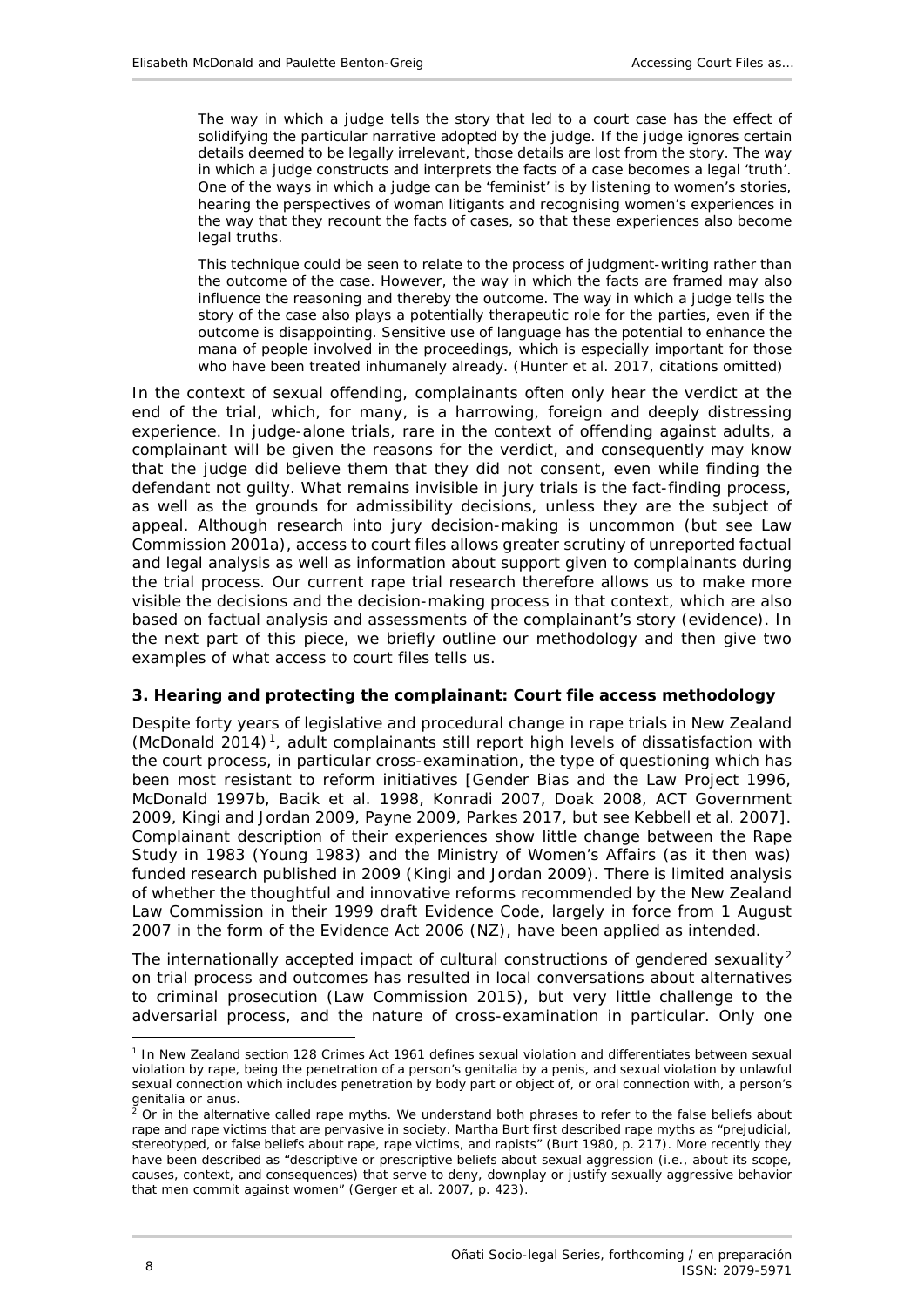> The way in which a judge tells the story that led to a court case has the effect of solidifying the particular narrative adopted by the judge. If the judge ignores certain details deemed to be legally irrelevant, those details are lost from the story. The way in which a judge constructs and interprets the facts of a case becomes a legal 'truth'. One of the ways in which a judge can be 'feminist' is by listening to women's stories, hearing the perspectives of woman litigants and recognising women's experiences in the way that they recount the facts of cases, so that these experiences also become legal truths.
>
> This technique could be seen to relate to the process of judgment-writing rather than the outcome of the case. However, the way in which the facts are framed may also influence the reasoning and thereby the outcome. The way in which a judge tells the story of the case also plays a potentially therapeutic role for the parties, even if the outcome is disappointing. Sensitive use of language has the potential to enhance the mana of people involved in the proceedings, which is especially important for those who have been treated inhumanely already. (Hunter et al. 2017, citations omitted)

In the context of sexual offending, complainants often only hear the verdict at the end of the trial, which, for many, is a harrowing, foreign and deeply distressing experience. In judge-alone trials, rare in the context of offending against adults, a complainant will be given the reasons for the verdict, and consequently may know that the judge did believe them that they did not consent, even while finding the defendant not guilty. What remains invisible in jury trials is the fact-finding process, as well as the grounds for admissibility decisions, unless they are the subject of appeal. Although research into jury decision-making is uncommon (but see Law Commission 2001a), access to court files allows greater scrutiny of unreported factual and legal analysis as well as information about support given to complainants during the trial process. Our current rape trial research therefore allows us to make more visible the decisions and the decision-making process in that context, which are also based on factual analysis and assessments of the complainant's story (evidence). In the next part of this piece, we briefly outline our methodology and then give two examples of what access to court files tells us.

### 3. Hearing and protecting the complainant: Court file access methodology

Despite forty years of legislative and procedural change in rape trials in New Zealand (McDonald 2014)[1], adult complainants still report high levels of dissatisfaction with the court process, in particular cross-examination, the type of questioning which has been most resistant to reform initiatives [Gender Bias and the Law Project 1996, McDonald 1997b, Bacik et al. 1998, Konradi 2007, Doak 2008, ACT Government 2009, Kingi and Jordan 2009, Payne 2009, Parkes 2017, but see Kebbell et al. 2007]. Complainant description of their experiences show little change between the Rape Study in 1983 (Young 1983) and the Ministry of Women's Affairs (as it then was) funded research published in 2009 (Kingi and Jordan 2009). There is limited analysis of whether the thoughtful and innovative reforms recommended by the New Zealand Law Commission in their 1999 draft Evidence Code, largely in force from 1 August 2007 in the form of the Evidence Act 2006 (NZ), have been applied as intended.

The internationally accepted impact of cultural constructions of gendered sexuality[2] on trial process and outcomes has resulted in local conversations about alternatives to criminal prosecution (Law Commission 2015), but very little challenge to the adversarial process, and the nature of cross-examination in particular. Only one

---

[1] In New Zealand section 128 Crimes Act 1961 defines sexual violation and differentiates between sexual violation by rape, being the penetration of a person's genitalia by a penis, and sexual violation by unlawful sexual connection which includes penetration by body part or object of, or oral connection with, a person's genitalia or anus.

[2] Or in the alternative called rape myths. We understand both phrases to refer to the false beliefs about rape and rape victims that are pervasive in society. Martha Burt first described rape myths as "prejudicial, stereotyped, or false beliefs about rape, rape victims, and rapists" (Burt 1980, p. 217). More recently they have been described as "descriptive or prescriptive beliefs about sexual aggression (i.e., about its scope, causes, context, and consequences) that serve to deny, downplay or justify sexually aggressive behavior that men commit against women" (Gerger et al. 2007, p. 423).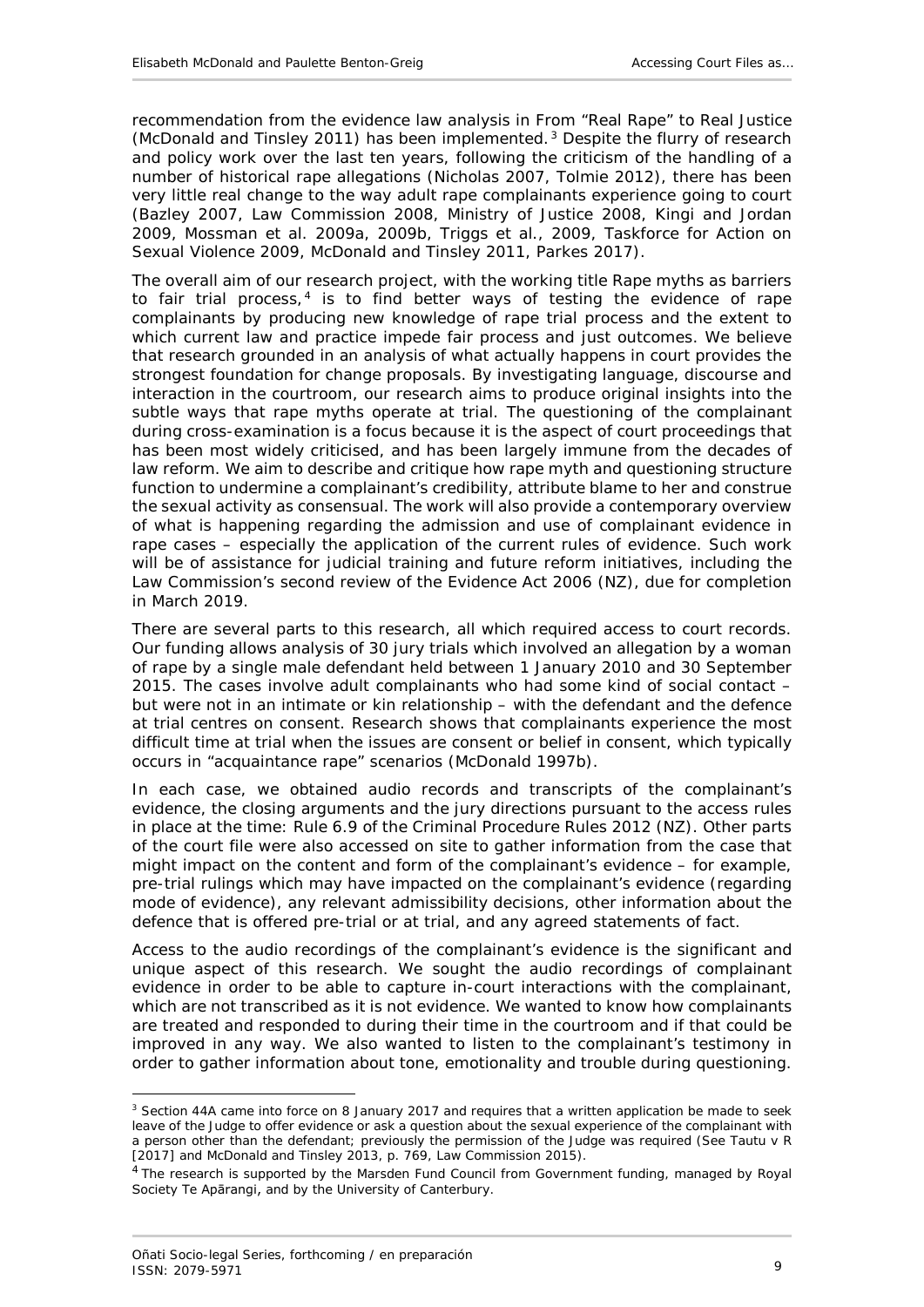recommendation from the evidence law analysis in *From "Real Rape" to Real Justice* (McDonald and Tinsley 2011) has been implemented.[3] Despite the flurry of research and policy work over the last ten years, following the criticism of the handling of a number of historical rape allegations (Nicholas 2007, Tolmie 2012), there has been very little real change to the way adult rape complainants experience going to court (Bazley 2007, Law Commission 2008, Ministry of Justice 2008, Kingi and Jordan 2009, Mossman et al. 2009a, 2009b, Triggs et al., 2009, Taskforce for Action on Sexual Violence 2009, McDonald and Tinsley 2011, Parkes 2017).

The overall aim of our research project, with the working title *Rape myths as barriers to fair trial process*,[4] is to find better ways of testing the evidence of rape complainants by producing new knowledge of rape trial process and the extent to which current law and practice impede fair process and just outcomes. We believe that research grounded in an analysis of what actually happens in court provides the strongest foundation for change proposals. By investigating language, discourse and interaction in the courtroom, our research aims to produce original insights into the subtle ways that rape myths operate at trial. The questioning of the complainant during cross-examination is a focus because it is the aspect of court proceedings that has been most widely criticised, and has been largely immune from the decades of law reform. We aim to describe and critique how rape myth and questioning structure function to undermine a complainant's credibility, attribute blame to her and construe the sexual activity as consensual. The work will also provide a contemporary overview of what is happening regarding the admission and use of complainant evidence in rape cases – especially the application of the current rules of evidence. Such work will be of assistance for judicial training and future reform initiatives, including the Law Commission's second review of the Evidence Act 2006 (NZ), due for completion in March 2019.

There are several parts to this research, all which required access to court records. Our funding allows analysis of 30 jury trials which involved an allegation by a woman of rape by a single male defendant held between 1 January 2010 and 30 September 2015. The cases involve adult complainants who had some kind of social contact – but were not in an intimate or kin relationship – with the defendant and the defence at trial centres on consent. Research shows that complainants experience the most difficult time at trial when the issues are consent or belief in consent, which typically occurs in "acquaintance rape" scenarios (McDonald 1997b).

In each case, we obtained audio records and transcripts of the complainant's evidence, the closing arguments and the jury directions pursuant to the access rules in place at the time: Rule 6.9 of the Criminal Procedure Rules 2012 (NZ). Other parts of the court file were also accessed on site to gather information from the case that might impact on the content and form of the complainant's evidence – for example, pre-trial rulings which may have impacted on the complainant's evidence (regarding mode of evidence), any relevant admissibility decisions, other information about the defence that is offered pre-trial or at trial, and any agreed statements of fact.

Access to the audio recordings of the complainant's evidence is the significant and unique aspect of this research. We sought the audio recordings of complainant evidence in order to be able to capture in-court interactions with the complainant, which are not transcribed as it is not evidence. We wanted to know how complainants are treated and responded to during their time in the courtroom and if that could be improved in any way. We also wanted to listen to the complainant's testimony in order to gather information about tone, emotionality and trouble during questioning.

---

[3] Section 44A came into force on 8 January 2017 and requires that a written application be made to seek leave of the Judge to offer evidence or ask a question about the sexual experience of the complainant with a person other than the defendant; previously the permission of the Judge was required (See *Tautu v R* [2017] and McDonald and Tinsley 2013, p. 769, Law Commission 2015).

[4] The research is supported by the Marsden Fund Council from Government funding, managed by Royal Society Te Apārangi, and by the University of Canterbury.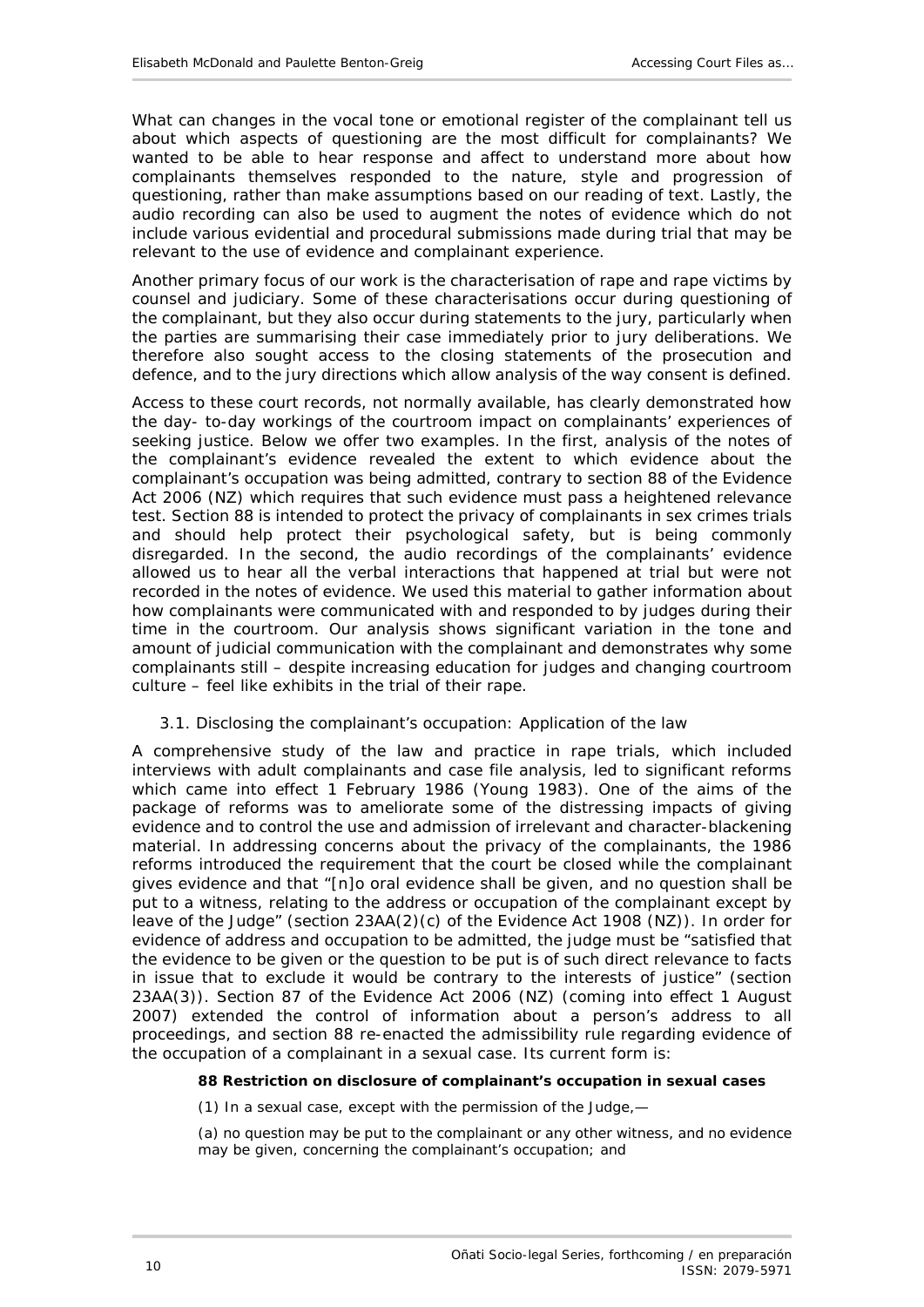What can changes in the vocal tone or emotional register of the complainant tell us about which aspects of questioning are the most difficult for complainants? We wanted to be able to hear response and affect to understand more about how complainants themselves responded to the nature, style and progression of questioning, rather than make assumptions based on our reading of text. Lastly, the audio recording can also be used to augment the notes of evidence which do not include various evidential and procedural submissions made during trial that may be relevant to the use of evidence and complainant experience.

Another primary focus of our work is the characterisation of rape and rape victims by counsel and judiciary. Some of these characterisations occur during questioning of the complainant, but they also occur during statements to the jury, particularly when the parties are summarising their case immediately prior to jury deliberations. We therefore also sought access to the closing statements of the prosecution and defence, and to the jury directions which allow analysis of the way consent is defined.

Access to these court records, not normally available, has clearly demonstrated how the day- to-day workings of the courtroom impact on complainants' experiences of seeking justice. Below we offer two examples. In the first, analysis of the notes of the complainant's evidence revealed the extent to which evidence about the complainant's occupation was being admitted, contrary to section 88 of the Evidence Act 2006 (NZ) which requires that such evidence must pass a heightened relevance test. Section 88 is intended to protect the privacy of complainants in sex crimes trials and should help protect their psychological safety, but is being commonly disregarded. In the second, the audio recordings of the complainants' evidence allowed us to hear all the verbal interactions that happened at trial but were not recorded in the notes of evidence. We used this material to gather information about how complainants were communicated with and responded to by judges during their time in the courtroom. Our analysis shows significant variation in the tone and amount of judicial communication with the complainant and demonstrates why some complainants still – despite increasing education for judges and changing courtroom culture – feel like exhibits in the trial of their rape.

### 3.1. Disclosing the complainant's occupation: Application of the law

A comprehensive study of the law and practice in rape trials, which included interviews with adult complainants and case file analysis, led to significant reforms which came into effect 1 February 1986 (Young 1983). One of the aims of the package of reforms was to ameliorate some of the distressing impacts of giving evidence and to control the use and admission of irrelevant and character-blackening material. In addressing concerns about the privacy of the complainants, the 1986 reforms introduced the requirement that the court be closed while the complainant gives evidence and that "[n]o oral evidence shall be given, and no question shall be put to a witness, relating to the address or occupation of the complainant except by leave of the Judge" (section 23AA(2)(c) of the Evidence Act 1908 (NZ)). In order for evidence of address and occupation to be admitted, the judge must be "satisfied that the evidence to be given or the question to be put is of such direct relevance to facts in issue that to exclude it would be contrary to the interests of justice" (section 23AA(3)). Section 87 of the Evidence Act 2006 (NZ) (coming into effect 1 August 2007) extended the control of information about a person's address to all proceedings, and section 88 re-enacted the admissibility rule regarding evidence of the occupation of a complainant in a sexual case. Its current form is:

> **88 Restriction on disclosure of complainant's occupation in sexual cases**
>
> (1) In a sexual case, except with the permission of the Judge,—
>
> (a) no question may be put to the complainant or any other witness, and no evidence may be given, concerning the complainant's occupation; and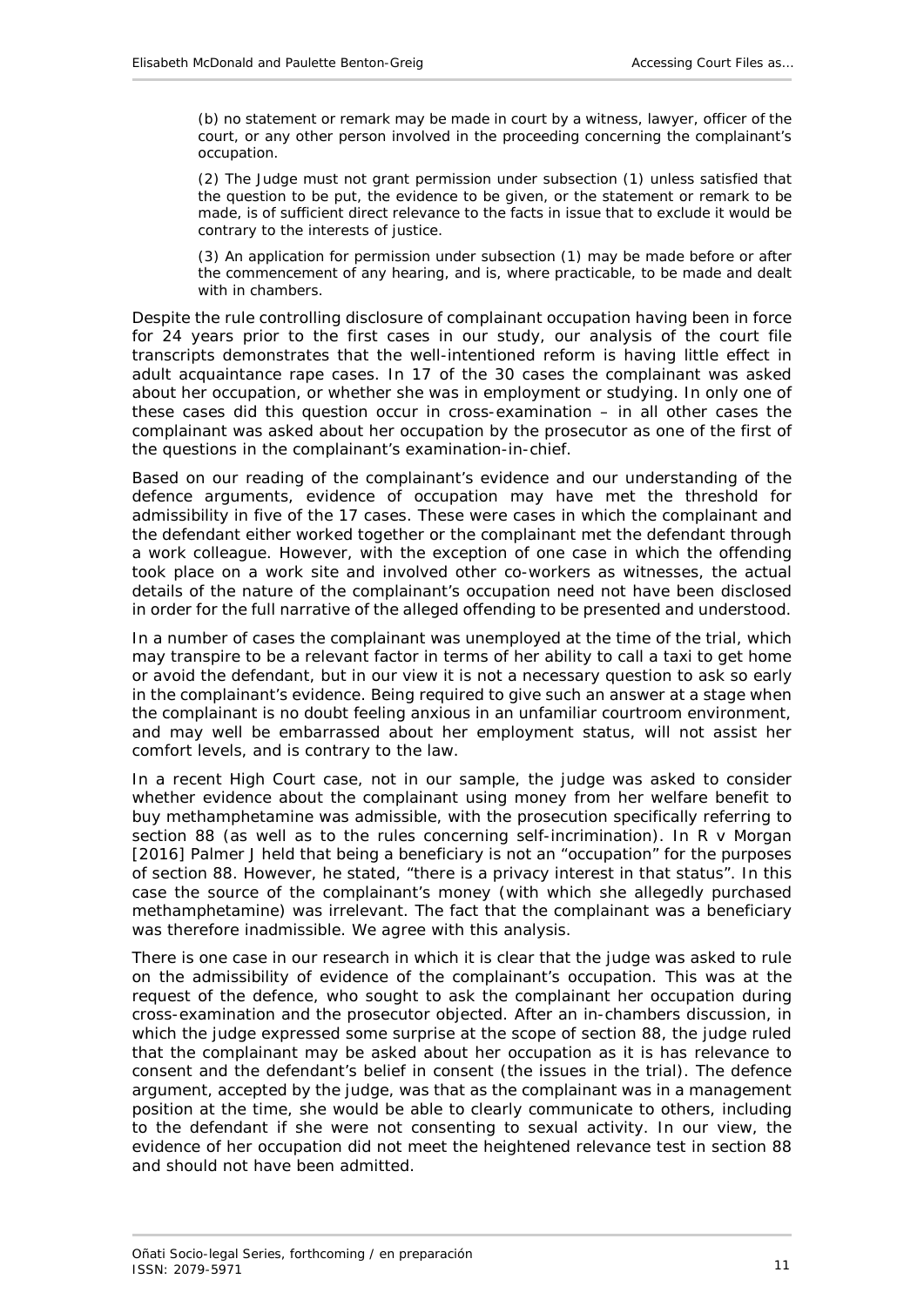> (b) no statement or remark may be made in court by a witness, lawyer, officer of the court, or any other person involved in the proceeding concerning the complainant's occupation.
>
> (2) The Judge must not grant permission under subsection (1) unless satisfied that the question to be put, the evidence to be given, or the statement or remark to be made, is of sufficient direct relevance to the facts in issue that to exclude it would be contrary to the interests of justice.
>
> (3) An application for permission under subsection (1) may be made before or after the commencement of any hearing, and is, where practicable, to be made and dealt with in chambers.

Despite the rule controlling disclosure of complainant occupation having been in force for 24 years prior to the first cases in our study, our analysis of the court file transcripts demonstrates that the well-intentioned reform is having little effect in adult acquaintance rape cases. In 17 of the 30 cases the complainant was asked about her occupation, or whether she was in employment or studying. In only one of these cases did this question occur in cross-examination – in all other cases the complainant was asked about her occupation by the prosecutor as one of the first of the questions in the complainant's examination-in-chief.

Based on our reading of the complainant's evidence and our understanding of the defence arguments, evidence of occupation may have met the threshold for admissibility in five of the 17 cases. These were cases in which the complainant and the defendant either worked together or the complainant met the defendant through a work colleague. However, with the exception of one case in which the offending took place on a work site and involved other co-workers as witnesses, the actual details of the nature of the complainant's occupation need not have been disclosed in order for the full narrative of the alleged offending to be presented and understood.

In a number of cases the complainant was unemployed at the time of the trial, which may transpire to be a relevant factor in terms of her ability to call a taxi to get home or avoid the defendant, but in our view it is not a necessary question to ask so early in the complainant's evidence. Being required to give such an answer at a stage when the complainant is no doubt feeling anxious in an unfamiliar courtroom environment, and may well be embarrassed about her employment status, will not assist her comfort levels, and is contrary to the law.

In a recent High Court case, not in our sample, the judge was asked to consider whether evidence about the complainant using money from her welfare benefit to buy methamphetamine was admissible, with the prosecution specifically referring to section 88 (as well as to the rules concerning self-incrimination). In *R v Morgan* [2016] Palmer J held that being a beneficiary is not an "occupation" for the purposes of section 88. However, he stated, "there is a privacy interest in that status". In this case the source of the complainant's money (with which she allegedly purchased methamphetamine) was irrelevant. The fact that the complainant was a beneficiary was therefore inadmissible. We agree with this analysis.

There is one case in our research in which it is clear that the judge was asked to rule on the admissibility of evidence of the complainant's occupation. This was at the request of the defence, who sought to ask the complainant her occupation during cross-examination and the prosecutor objected. After an in-chambers discussion, in which the judge expressed some surprise at the scope of section 88, the judge ruled that the complainant may be asked about her occupation as it is has relevance to consent and the defendant's belief in consent (the issues in the trial). The defence argument, accepted by the judge, was that as the complainant was in a management position at the time, she would be able to clearly communicate to others, including to the defendant if she were not consenting to sexual activity. In our view, the evidence of her occupation did not meet the heightened relevance test in section 88 and should not have been admitted.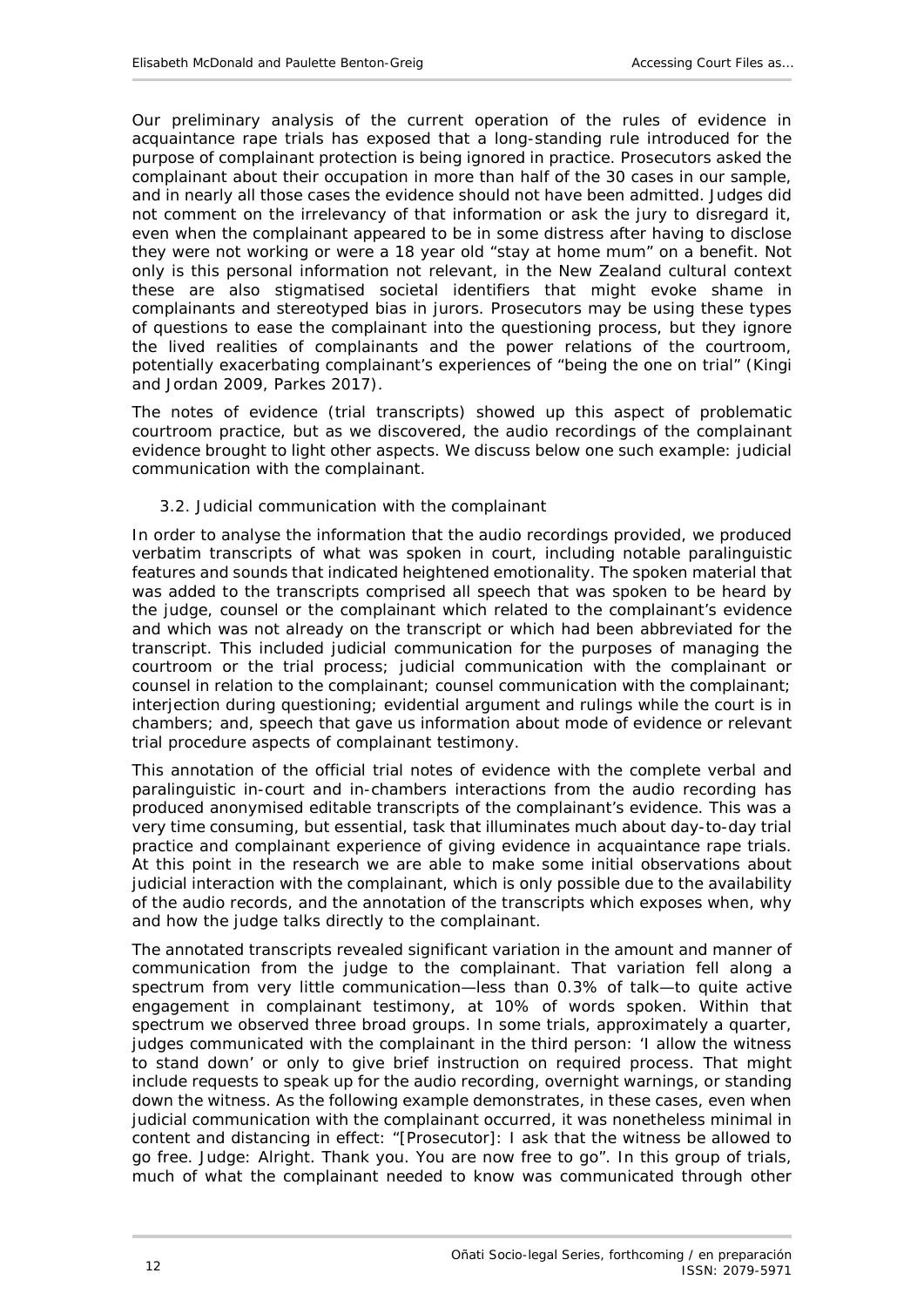Our preliminary analysis of the current operation of the rules of evidence in acquaintance rape trials has exposed that a long-standing rule introduced for the purpose of complainant protection is being ignored in practice. Prosecutors asked the complainant about their occupation in more than half of the 30 cases in our sample, and in nearly all those cases the evidence should not have been admitted. Judges did not comment on the irrelevancy of that information or ask the jury to disregard it, even when the complainant appeared to be in some distress after having to disclose they were not working or were a 18 year old "stay at home mum" on a benefit. Not only is this personal information not relevant, in the New Zealand cultural context these are also stigmatised societal identifiers that might evoke shame in complainants and stereotyped bias in jurors. Prosecutors may be using these types of questions to ease the complainant into the questioning process, but they ignore the lived realities of complainants and the power relations of the courtroom, potentially exacerbating complainant's experiences of "being the one on trial" (Kingi and Jordan 2009, Parkes 2017).

The notes of evidence (trial transcripts) showed up this aspect of problematic courtroom practice, but as we discovered, the audio recordings of the complainant evidence brought to light other aspects. We discuss below one such example: judicial communication with the complainant.

### 3.2. Judicial communication with the complainant

In order to analyse the information that the audio recordings provided, we produced verbatim transcripts of what was spoken in court, including notable paralinguistic features and sounds that indicated heightened emotionality. The spoken material that was added to the transcripts comprised all speech that was spoken to be heard by the judge, counsel or the complainant which related to the complainant's evidence and which was not already on the transcript or which had been abbreviated for the transcript. This included judicial communication for the purposes of managing the courtroom or the trial process; judicial communication with the complainant or counsel in relation to the complainant; counsel communication with the complainant; interjection during questioning; evidential argument and rulings while the court is in chambers; and, speech that gave us information about mode of evidence or relevant trial procedure aspects of complainant testimony.

This annotation of the official trial notes of evidence with the complete verbal and paralinguistic in-court and in-chambers interactions from the audio recording has produced anonymised editable transcripts of the complainant's evidence. This was a very time consuming, but essential, task that illuminates much about day-to-day trial practice and complainant experience of giving evidence in acquaintance rape trials. At this point in the research we are able to make some initial observations about judicial interaction with the complainant, which is only possible due to the availability of the audio records, and the annotation of the transcripts which exposes when, why and how the judge talks directly to the complainant.

The annotated transcripts revealed significant variation in the amount and manner of communication from the judge to the complainant. That variation fell along a spectrum from very little communication—less than 0.3% of talk—to quite active engagement in complainant testimony, at 10% of words spoken. Within that spectrum we observed three broad groups. In some trials, approximately a quarter, judges communicated with the complainant in the third person: 'I allow the witness to stand down' or only to give brief instruction on required process. That might include requests to speak up for the audio recording, overnight warnings, or standing down the witness. As the following example demonstrates, in these cases, even when judicial communication with the complainant occurred, it was nonetheless minimal in content and distancing in effect: "[Prosecutor]: I ask that the witness be allowed to go free. Judge: Alright. Thank you. You are now free to go". In this group of trials, much of what the complainant needed to know was communicated through other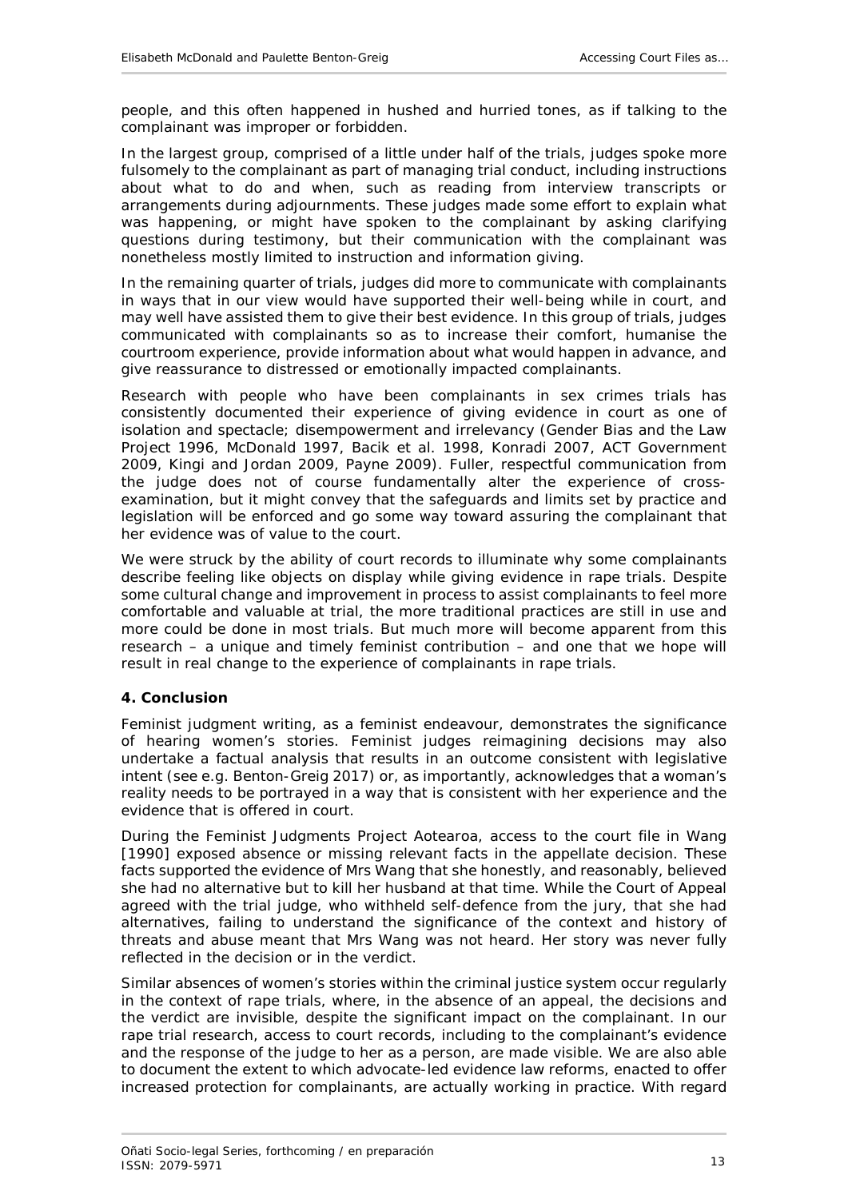people, and this often happened in hushed and hurried tones, as if talking to the complainant was improper or forbidden.

In the largest group, comprised of a little under half of the trials, judges spoke more fulsomely to the complainant as part of managing trial conduct, including instructions about what to do and when, such as reading from interview transcripts or arrangements during adjournments. These judges made some effort to explain what was happening, or might have spoken to the complainant by asking clarifying questions during testimony, but their communication with the complainant was nonetheless mostly limited to instruction and information giving.

In the remaining quarter of trials, judges did more to communicate with complainants in ways that in our view would have supported their well-being while in court, and may well have assisted them to give their best evidence. In this group of trials, judges communicated with complainants so as to increase their comfort, humanise the courtroom experience, provide information about what would happen in advance, and give reassurance to distressed or emotionally impacted complainants.

Research with people who have been complainants in sex crimes trials has consistently documented their experience of giving evidence in court as one of isolation and spectacle; disempowerment and irrelevancy (Gender Bias and the Law Project 1996, McDonald 1997, Bacik et al. 1998, Konradi 2007, ACT Government 2009, Kingi and Jordan 2009, Payne 2009). Fuller, respectful communication from the judge does not of course fundamentally alter the experience of cross-examination, but it might convey that the safeguards and limits set by practice and legislation will be enforced and go some way toward assuring the complainant that her evidence was of value to the court.

We were struck by the ability of court records to illuminate why some complainants describe feeling like objects on display while giving evidence in rape trials. Despite some cultural change and improvement in process to assist complainants to feel more comfortable and valuable at trial, the more traditional practices are still in use and more could be done in most trials. But much more will become apparent from this research – a unique and timely feminist contribution – and one that we hope will result in real change to the experience of complainants in rape trials.

## 4. Conclusion

Feminist judgment writing, as a feminist endeavour, demonstrates the significance of hearing women's stories. Feminist judges reimagining decisions may also undertake a factual analysis that results in an outcome consistent with legislative intent (see e.g. Benton-Greig 2017) or, as importantly, acknowledges that a woman's reality needs to be portrayed in a way that is consistent with her experience and the evidence that is offered in court.

During the Feminist Judgments Project Aotearoa, access to the court file in Wang [1990] exposed absence or missing relevant facts in the appellate decision. These facts supported the evidence of Mrs Wang that she honestly, and reasonably, believed she had no alternative but to kill her husband at that time. While the Court of Appeal agreed with the trial judge, who withheld self-defence from the jury, that she had alternatives, failing to understand the significance of the context and history of threats and abuse meant that Mrs Wang was not heard. Her story was never fully reflected in the decision or in the verdict.

Similar absences of women's stories within the criminal justice system occur regularly in the context of rape trials, where, in the absence of an appeal, the decisions and the verdict are invisible, despite the significant impact on the complainant. In our rape trial research, access to court records, including to the complainant's evidence and the response of the judge to her as a person, are made visible. We are also able to document the extent to which advocate-led evidence law reforms, enacted to offer increased protection for complainants, are actually working in practice. With regard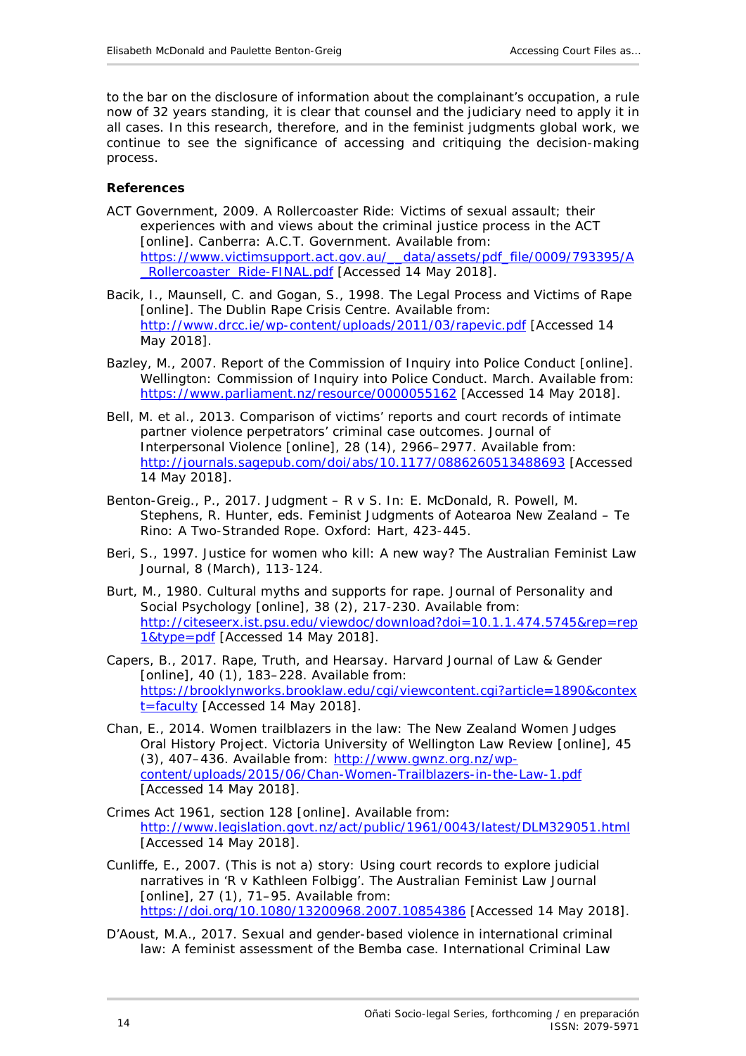to the bar on the disclosure of information about the complainant's occupation, a rule now of 32 years standing, it is clear that counsel and the judiciary need to apply it in all cases. In this research, therefore, and in the feminist judgments global work, we continue to see the significance of accessing and critiquing the decision-making process.

## References

ACT Government, 2009. A Rollercoaster Ride: Victims of sexual assault; their experiences with and views about the criminal justice process in the ACT [online]. Canberra: A.C.T. Government. Available from: https://www.victimsupport.act.gov.au/__data/assets/pdf_file/0009/793395/A_Rollercoaster_Ride-FINAL.pdf [Accessed 14 May 2018].

Bacik, I., Maunsell, C. and Gogan, S., 1998. The Legal Process and Victims of Rape [online]. The Dublin Rape Crisis Centre. Available from: http://www.drcc.ie/wp-content/uploads/2011/03/rapevic.pdf [Accessed 14 May 2018].

Bazley, M., 2007. Report of the Commission of Inquiry into Police Conduct [online]. Wellington: Commission of Inquiry into Police Conduct. March. Available from: https://www.parliament.nz/resource/0000055162 [Accessed 14 May 2018].

Bell, M. et al., 2013. Comparison of victims' reports and court records of intimate partner violence perpetrators' criminal case outcomes. Journal of Interpersonal Violence [online], 28 (14), 2966–2977. Available from: http://journals.sagepub.com/doi/abs/10.1177/0886260513488693 [Accessed 14 May 2018].

Benton-Greig., P., 2017. Judgment – R v S. In: E. McDonald, R. Powell, M. Stephens, R. Hunter, eds. Feminist Judgments of Aotearoa New Zealand – Te Rino: A Two-Stranded Rope. Oxford: Hart, 423-445.

Beri, S., 1997. Justice for women who kill: A new way? The Australian Feminist Law Journal, 8 (March), 113-124.

Burt, M., 1980. Cultural myths and supports for rape. Journal of Personality and Social Psychology [online], 38 (2), 217-230. Available from: http://citeseerx.ist.psu.edu/viewdoc/download?doi=10.1.1.474.5745&rep=rep1&type=pdf [Accessed 14 May 2018].

Capers, B., 2017. Rape, Truth, and Hearsay. Harvard Journal of Law & Gender [online], 40 (1), 183–228. Available from: https://brooklynworks.brooklaw.edu/cgi/viewcontent.cgi?article=1890&context=faculty [Accessed 14 May 2018].

Chan, E., 2014. Women trailblazers in the law: The New Zealand Women Judges Oral History Project. Victoria University of Wellington Law Review [online], 45 (3), 407–436. Available from: http://www.gwnz.org.nz/wp-content/uploads/2015/06/Chan-Women-Trailblazers-in-the-Law-1.pdf [Accessed 14 May 2018].

Crimes Act 1961, section 128 [online]. Available from: http://www.legislation.govt.nz/act/public/1961/0043/latest/DLM329051.html [Accessed 14 May 2018].

Cunliffe, E., 2007. (This is not a) story: Using court records to explore judicial narratives in 'R v Kathleen Folbigg'. The Australian Feminist Law Journal [online], 27 (1), 71–95. Available from: https://doi.org/10.1080/13200968.2007.10854386 [Accessed 14 May 2018].

D'Aoust, M.A., 2017. Sexual and gender-based violence in international criminal law: A feminist assessment of the Bemba case. International Criminal Law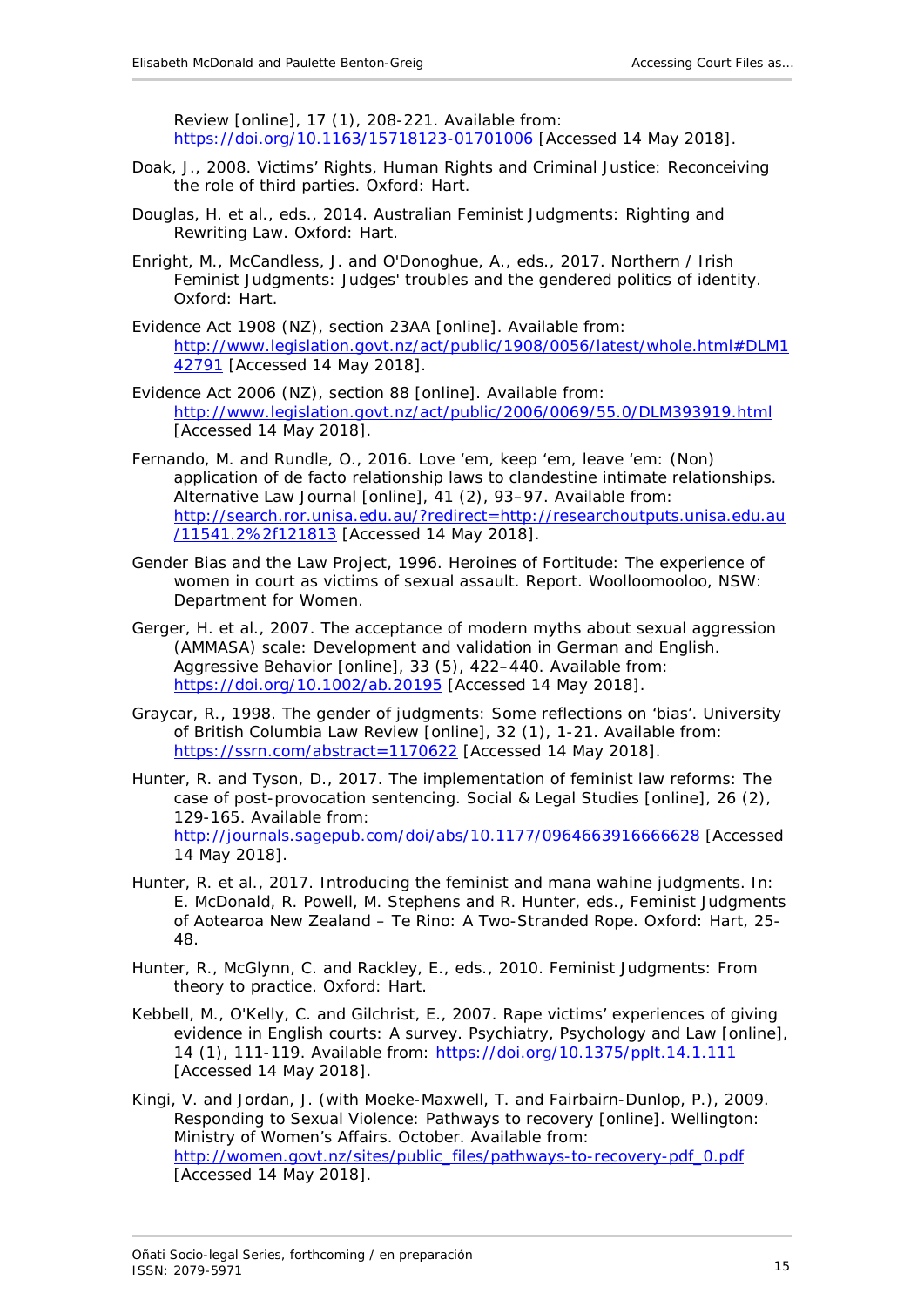Review [online], 17 (1), 208-221. Available from: https://doi.org/10.1163/15718123-01701006 [Accessed 14 May 2018].

Doak, J., 2008. Victims' Rights, Human Rights and Criminal Justice: Reconceiving the role of third parties. Oxford: Hart.

Douglas, H. et al., eds., 2014. Australian Feminist Judgments: Righting and Rewriting Law. Oxford: Hart.

Enright, M., McCandless, J. and O'Donoghue, A., eds., 2017. Northern / Irish Feminist Judgments: Judges' troubles and the gendered politics of identity. Oxford: Hart.

Evidence Act 1908 (NZ), section 23AA [online]. Available from: http://www.legislation.govt.nz/act/public/1908/0056/latest/whole.html#DLM142791 [Accessed 14 May 2018].

Evidence Act 2006 (NZ), section 88 [online]. Available from: http://www.legislation.govt.nz/act/public/2006/0069/55.0/DLM393919.html [Accessed 14 May 2018].

Fernando, M. and Rundle, O., 2016. Love 'em, keep 'em, leave 'em: (Non) application of de facto relationship laws to clandestine intimate relationships. Alternative Law Journal [online], 41 (2), 93–97. Available from: http://search.ror.unisa.edu.au/?redirect=http://researchoutputs.unisa.edu.au/11541.2%2f121813 [Accessed 14 May 2018].

Gender Bias and the Law Project, 1996. Heroines of Fortitude: The experience of women in court as victims of sexual assault. Report. Woolloomooloo, NSW: Department for Women.

Gerger, H. et al., 2007. The acceptance of modern myths about sexual aggression (AMMASA) scale: Development and validation in German and English. Aggressive Behavior [online], 33 (5), 422–440. Available from: https://doi.org/10.1002/ab.20195 [Accessed 14 May 2018].

Graycar, R., 1998. The gender of judgments: Some reflections on 'bias'. University of British Columbia Law Review [online], 32 (1), 1-21. Available from: https://ssrn.com/abstract=1170622 [Accessed 14 May 2018].

Hunter, R. and Tyson, D., 2017. The implementation of feminist law reforms: The case of post-provocation sentencing. Social & Legal Studies [online], 26 (2), 129-165. Available from: http://journals.sagepub.com/doi/abs/10.1177/0964663916666628 [Accessed 14 May 2018].

Hunter, R. et al., 2017. Introducing the feminist and mana wahine judgments. In: E. McDonald, R. Powell, M. Stephens and R. Hunter, eds., Feminist Judgments of Aotearoa New Zealand – Te Rino: A Two-Stranded Rope. Oxford: Hart, 25-48.

Hunter, R., McGlynn, C. and Rackley, E., eds., 2010. Feminist Judgments: From theory to practice. Oxford: Hart.

Kebbell, M., O'Kelly, C. and Gilchrist, E., 2007. Rape victims' experiences of giving evidence in English courts: A survey. Psychiatry, Psychology and Law [online], 14 (1), 111-119. Available from: https://doi.org/10.1375/pplt.14.1.111 [Accessed 14 May 2018].

Kingi, V. and Jordan, J. (with Moeke-Maxwell, T. and Fairbairn-Dunlop, P.), 2009. Responding to Sexual Violence: Pathways to recovery [online]. Wellington: Ministry of Women's Affairs. October. Available from: http://women.govt.nz/sites/public_files/pathways-to-recovery-pdf_0.pdf [Accessed 14 May 2018].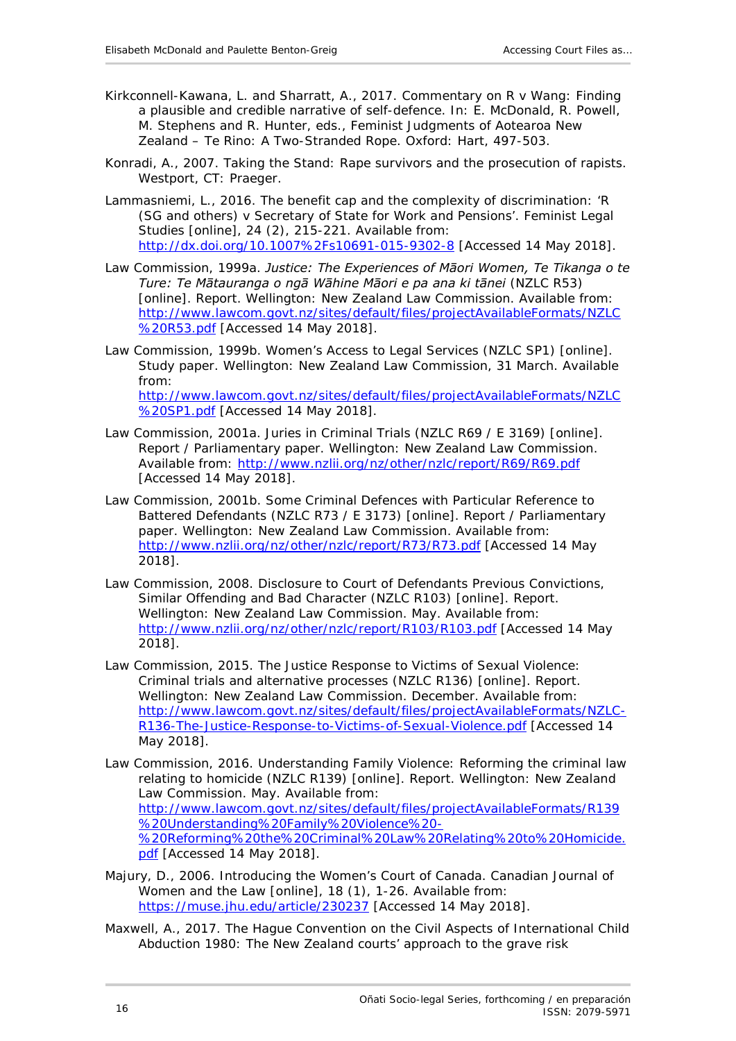Kirkconnell-Kawana, L. and Sharratt, A., 2017. Commentary on R v Wang: Finding a plausible and credible narrative of self-defence. In: E. McDonald, R. Powell, M. Stephens and R. Hunter, eds., Feminist Judgments of Aotearoa New Zealand – Te Rino: A Two-Stranded Rope. Oxford: Hart, 497-503.

Konradi, A., 2007. Taking the Stand: Rape survivors and the prosecution of rapists. Westport, CT: Praeger.

Lammasniemi, L., 2016. The benefit cap and the complexity of discrimination: 'R (SG and others) v Secretary of State for Work and Pensions'. Feminist Legal Studies [online], 24 (2), 215-221. Available from: http://dx.doi.org/10.1007%2Fs10691-015-9302-8 [Accessed 14 May 2018].

Law Commission, 1999a. *Justice: The Experiences of Māori Women, Te Tikanga o te Ture: Te Mātauranga o ngā Wāhine Māori e pa ana ki tānei* (NZLC R53) [online]. Report. Wellington: New Zealand Law Commission. Available from: http://www.lawcom.govt.nz/sites/default/files/projectAvailableFormats/NZLC%20R53.pdf [Accessed 14 May 2018].

Law Commission, 1999b. Women's Access to Legal Services (NZLC SP1) [online]. Study paper. Wellington: New Zealand Law Commission, 31 March. Available from: http://www.lawcom.govt.nz/sites/default/files/projectAvailableFormats/NZLC%20SP1.pdf [Accessed 14 May 2018].

Law Commission, 2001a. Juries in Criminal Trials (NZLC R69 / E 3169) [online]. Report / Parliamentary paper. Wellington: New Zealand Law Commission. Available from: http://www.nzlii.org/nz/other/nzlc/report/R69/R69.pdf [Accessed 14 May 2018].

Law Commission, 2001b. Some Criminal Defences with Particular Reference to Battered Defendants (NZLC R73 / E 3173) [online]. Report / Parliamentary paper. Wellington: New Zealand Law Commission. Available from: http://www.nzlii.org/nz/other/nzlc/report/R73/R73.pdf [Accessed 14 May 2018].

Law Commission, 2008. Disclosure to Court of Defendants Previous Convictions, Similar Offending and Bad Character (NZLC R103) [online]. Report. Wellington: New Zealand Law Commission. May. Available from: http://www.nzlii.org/nz/other/nzlc/report/R103/R103.pdf [Accessed 14 May 2018].

Law Commission, 2015. The Justice Response to Victims of Sexual Violence: Criminal trials and alternative processes (NZLC R136) [online]. Report. Wellington: New Zealand Law Commission. December. Available from: http://www.lawcom.govt.nz/sites/default/files/projectAvailableFormats/NZLC-R136-The-Justice-Response-to-Victims-of-Sexual-Violence.pdf [Accessed 14 May 2018].

Law Commission, 2016. Understanding Family Violence: Reforming the criminal law relating to homicide (NZLC R139) [online]. Report. Wellington: New Zealand Law Commission. May. Available from: http://www.lawcom.govt.nz/sites/default/files/projectAvailableFormats/R139%20Understanding%20Family%20Violence%20-%20Reforming%20the%20Criminal%20Law%20Relating%20to%20Homicide.pdf [Accessed 14 May 2018].

Majury, D., 2006. Introducing the Women's Court of Canada. Canadian Journal of Women and the Law [online], 18 (1), 1-26. Available from: https://muse.jhu.edu/article/230237 [Accessed 14 May 2018].

Maxwell, A., 2017. The Hague Convention on the Civil Aspects of International Child Abduction 1980: The New Zealand courts' approach to the grave risk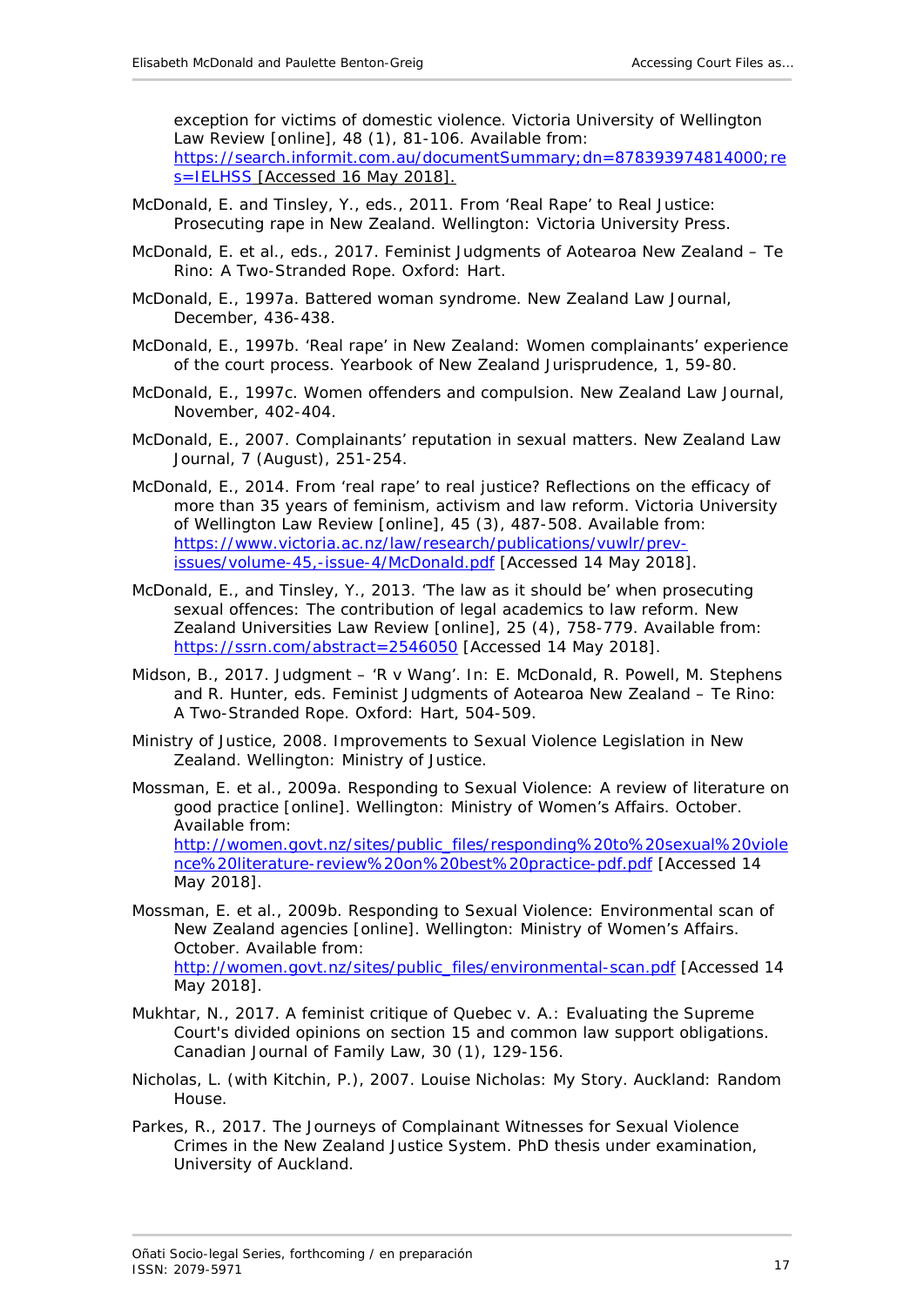exception for victims of domestic violence. Victoria University of Wellington Law Review [online], 48 (1), 81-106. Available from: https://search.informit.com.au/documentSummary;dn=878393974814000;res=IELHSS [Accessed 16 May 2018].

McDonald, E. and Tinsley, Y., eds., 2011. From 'Real Rape' to Real Justice: Prosecuting rape in New Zealand. Wellington: Victoria University Press.

McDonald, E. et al., eds., 2017. Feminist Judgments of Aotearoa New Zealand – Te Rino: A Two-Stranded Rope. Oxford: Hart.

McDonald, E., 1997a. Battered woman syndrome. New Zealand Law Journal, December, 436-438.

McDonald, E., 1997b. 'Real rape' in New Zealand: Women complainants' experience of the court process. Yearbook of New Zealand Jurisprudence, 1, 59-80.

McDonald, E., 1997c. Women offenders and compulsion. New Zealand Law Journal, November, 402-404.

McDonald, E., 2007. Complainants' reputation in sexual matters. New Zealand Law Journal, 7 (August), 251-254.

McDonald, E., 2014. From 'real rape' to real justice? Reflections on the efficacy of more than 35 years of feminism, activism and law reform. Victoria University of Wellington Law Review [online], 45 (3), 487-508. Available from: https://www.victoria.ac.nz/law/research/publications/vuwlr/prev-issues/volume-45,-issue-4/McDonald.pdf [Accessed 14 May 2018].

McDonald, E., and Tinsley, Y., 2013. 'The law as it should be' when prosecuting sexual offences: The contribution of legal academics to law reform. New Zealand Universities Law Review [online], 25 (4), 758-779. Available from: https://ssrn.com/abstract=2546050 [Accessed 14 May 2018].

Midson, B., 2017. Judgment – 'R v Wang'. In: E. McDonald, R. Powell, M. Stephens and R. Hunter, eds. Feminist Judgments of Aotearoa New Zealand – Te Rino: A Two-Stranded Rope. Oxford: Hart, 504-509.

Ministry of Justice, 2008. Improvements to Sexual Violence Legislation in New Zealand. Wellington: Ministry of Justice.

Mossman, E. et al., 2009a. Responding to Sexual Violence: A review of literature on good practice [online]. Wellington: Ministry of Women's Affairs. October. Available from: http://women.govt.nz/sites/public_files/responding%20to%20sexual%20violence%20literature-review%20on%20best%20practice-pdf.pdf [Accessed 14 May 2018].

Mossman, E. et al., 2009b. Responding to Sexual Violence: Environmental scan of New Zealand agencies [online]. Wellington: Ministry of Women's Affairs. October. Available from: http://women.govt.nz/sites/public_files/environmental-scan.pdf [Accessed 14 May 2018].

Mukhtar, N., 2017. A feminist critique of Quebec v. A.: Evaluating the Supreme Court's divided opinions on section 15 and common law support obligations. Canadian Journal of Family Law, 30 (1), 129-156.

Nicholas, L. (with Kitchin, P.), 2007. Louise Nicholas: My Story. Auckland: Random House.

Parkes, R., 2017. The Journeys of Complainant Witnesses for Sexual Violence Crimes in the New Zealand Justice System. PhD thesis under examination, University of Auckland.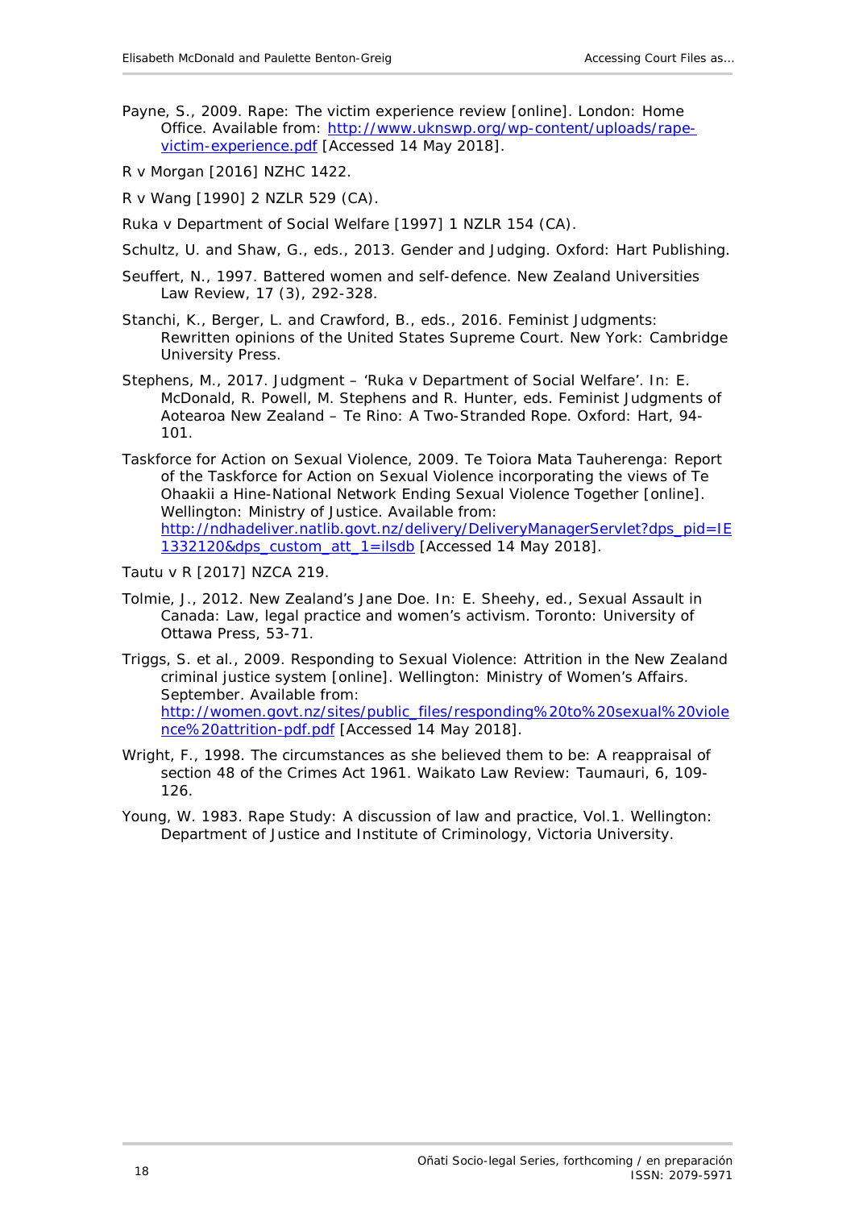Payne, S., 2009. Rape: The victim experience review [online]. London: Home Office. Available from: http://www.uknswp.org/wp-content/uploads/rape-victim-experience.pdf [Accessed 14 May 2018].

R v Morgan [2016] NZHC 1422.

R v Wang [1990] 2 NZLR 529 (CA).

Ruka v Department of Social Welfare [1997] 1 NZLR 154 (CA).

Schultz, U. and Shaw, G., eds., 2013. Gender and Judging. Oxford: Hart Publishing.

Seuffert, N., 1997. Battered women and self-defence. New Zealand Universities Law Review, 17 (3), 292-328.

Stanchi, K., Berger, L. and Crawford, B., eds., 2016. Feminist Judgments: Rewritten opinions of the United States Supreme Court. New York: Cambridge University Press.

Stephens, M., 2017. Judgment – 'Ruka v Department of Social Welfare'. In: E. McDonald, R. Powell, M. Stephens and R. Hunter, eds. Feminist Judgments of Aotearoa New Zealand – Te Rino: A Two-Stranded Rope. Oxford: Hart, 94-101.

Taskforce for Action on Sexual Violence, 2009. Te Toiora Mata Tauherenga: Report of the Taskforce for Action on Sexual Violence incorporating the views of Te Ohaakii a Hine-National Network Ending Sexual Violence Together [online]. Wellington: Ministry of Justice. Available from: http://ndhadeliver.natlib.govt.nz/delivery/DeliveryManagerServlet?dps_pid=IE1332120&dps_custom_att_1=ilsdb [Accessed 14 May 2018].

Tautu v R [2017] NZCA 219.

Tolmie, J., 2012. New Zealand's Jane Doe. In: E. Sheehy, ed., Sexual Assault in Canada: Law, legal practice and women's activism. Toronto: University of Ottawa Press, 53-71.

Triggs, S. et al., 2009. Responding to Sexual Violence: Attrition in the New Zealand criminal justice system [online]. Wellington: Ministry of Women's Affairs. September. Available from: http://women.govt.nz/sites/public_files/responding%20to%20sexual%20violence%20attrition-pdf.pdf [Accessed 14 May 2018].

Wright, F., 1998. The circumstances as she believed them to be: A reappraisal of section 48 of the Crimes Act 1961. Waikato Law Review: Taumauri, 6, 109-126.

Young, W. 1983. Rape Study: A discussion of law and practice, Vol.1. Wellington: Department of Justice and Institute of Criminology, Victoria University.